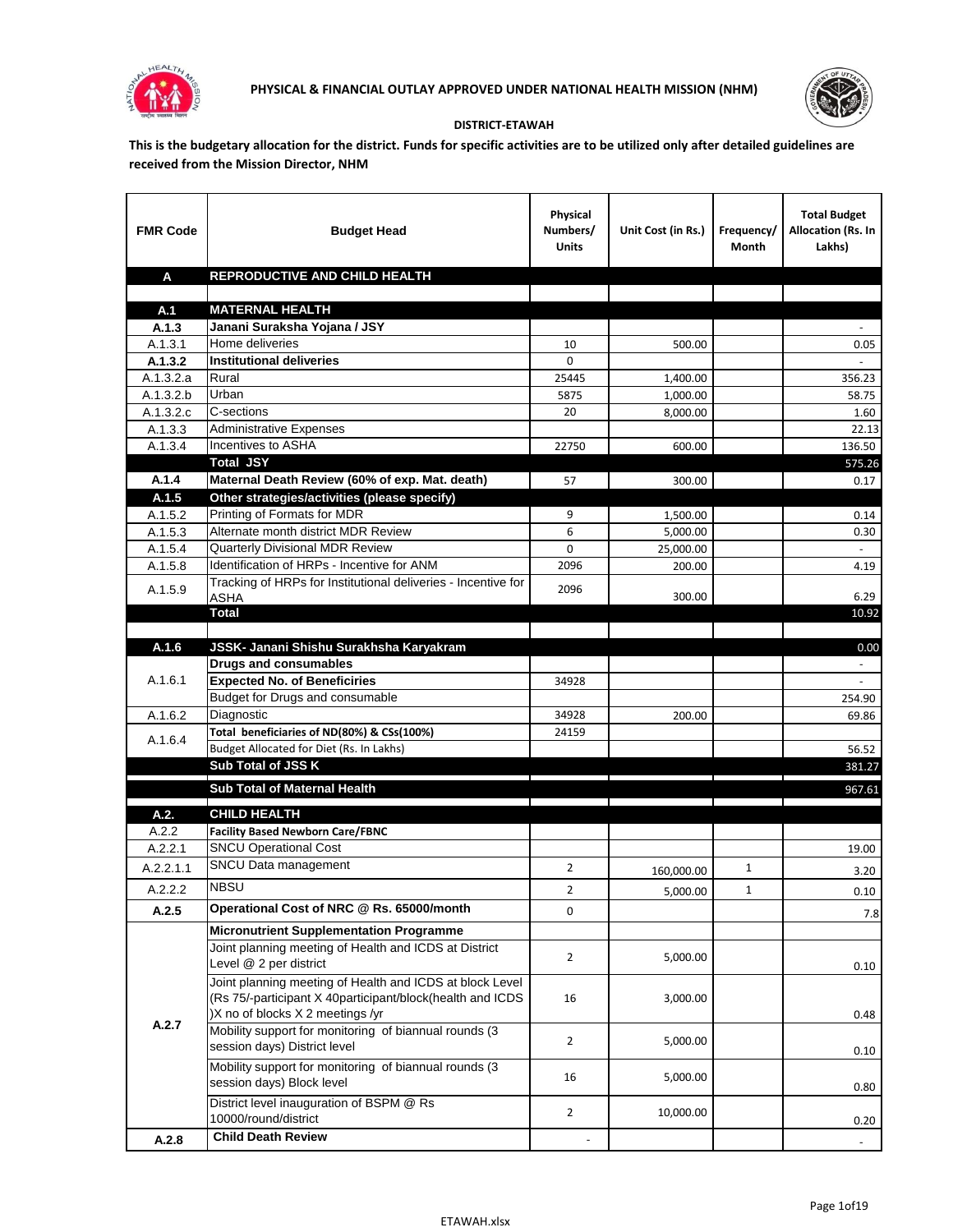**PHYSICAL & FINANCIAL OUTLAY APPROVED UNDER NATIONAL HEALTH MISSION (NHM)**

**DISTRICT-ETAWAH**

**This is the budgetary allocation for the district. Funds for specific activities are to be utilized only after detailed guidelines are received from the Mission Director, NHM**

| FMR Code | Budget Head | Physical Numbers/ Units | Unit Cost (in Rs.) | Frequency/ Month | Total Budget Allocation (Rs. In Lakhs) |
|---|---|---|---|---|---|
| **A** | **REPRODUCTIVE AND CHILD HEALTH** | | | | |
| | | | | | |
| **A.1** | **MATERNAL HEALTH** | | | | |
| **A.1.3** | **Janani Suraksha Yojana / JSY** | | | | - |
| A.1.3.1 | Home deliveries | 10 | 500.00 | | 0.05 |
| **A.1.3.2** | **Institutional deliveries** | 0 | | | - |
| A.1.3.2.a | Rural | 25445 | 1,400.00 | | 356.23 |
| A.1.3.2.b | Urban | 5875 | 1,000.00 | | 58.75 |
| A.1.3.2.c | C-sections | 20 | 8,000.00 | | 1.60 |
| A.1.3.3 | Administrative Expenses | | | | 22.13 |
| A.1.3.4 | Incentives to ASHA | 22750 | 600.00 | | 136.50 |
| | **Total JSY** | | | | 575.26 |
| **A.1.4** | **Maternal Death Review (60% of exp. Mat. death)** | 57 | 300.00 | | 0.17 |
| **A.1.5** | **Other strategies/activities (please specify)** | | | | |
| A.1.5.2 | Printing of Formats for MDR | 9 | 1,500.00 | | 0.14 |
| A.1.5.3 | Alternate month district MDR Review | 6 | 5,000.00 | | 0.30 |
| A.1.5.4 | Quarterly Divisional MDR Review | 0 | 25,000.00 | | - |
| A.1.5.8 | Identification of HRPs - Incentive for ANM | 2096 | 200.00 | | 4.19 |
| A.1.5.9 | Tracking of HRPs for Institutional deliveries - Incentive for ASHA | 2096 | 300.00 | | 6.29 |
| | **Total** | | | | 10.92 |
| | | | | | |
| **A.1.6** | **JSSK- Janani Shishu Surakhsha Karyakram** | | | | 0.00 |
| A.1.6.1 | **Drugs and consumables** | | | | - |
| | **Expected No. of Beneficiries** | 34928 | | | - |
| | Budget for Drugs and consumable | | | | 254.90 |
| A.1.6.2 | Diagnostic | 34928 | 200.00 | | 69.86 |
| A.1.6.4 | **Total beneficiaries of ND(80%) & CSs(100%)** | 24159 | | | |
| | Budget Allocated for Diet (Rs. In Lakhs) | | | | 56.52 |
| | **Sub Total of JSS K** | | | | 381.27 |
| | **Sub Total of Maternal Health** | | | | 967.61 |
| **A.2.** | **CHILD HEALTH** | | | | |
| A.2.2 | **Facility Based Newborn Care/FBNC** | | | | |
| A.2.2.1 | SNCU Operational Cost | | | | 19.00 |
| A.2.2.1.1 | SNCU Data management | 2 | 160,000.00 | 1 | 3.20 |
| A.2.2.2 | NBSU | 2 | 5,000.00 | 1 | 0.10 |
| **A.2.5** | **Operational Cost of NRC @ Rs. 65000/month** | 0 | | | 7.8 |
| A.2.7 | **Micronutrient Supplementation Programme** | | | | |
| | Joint planning meeting of Health and ICDS at District Level @ 2 per district | 2 | 5,000.00 | | 0.10 |
| | Joint planning meeting of Health and ICDS at block Level (Rs 75/-participant X 40participant/block(health and ICDS )X no of blocks X 2 meetings /yr | 16 | 3,000.00 | | 0.48 |
| | Mobility support for monitoring of biannual rounds (3 session days) District level | 2 | 5,000.00 | | 0.10 |
| | Mobility support for monitoring of biannual rounds (3 session days) Block level | 16 | 5,000.00 | | 0.80 |
| | District level inauguration of BSPM @ Rs 10000/round/district | 2 | 10,000.00 | | 0.20 |
| **A.2.8** | **Child Death Review** | - | | | - |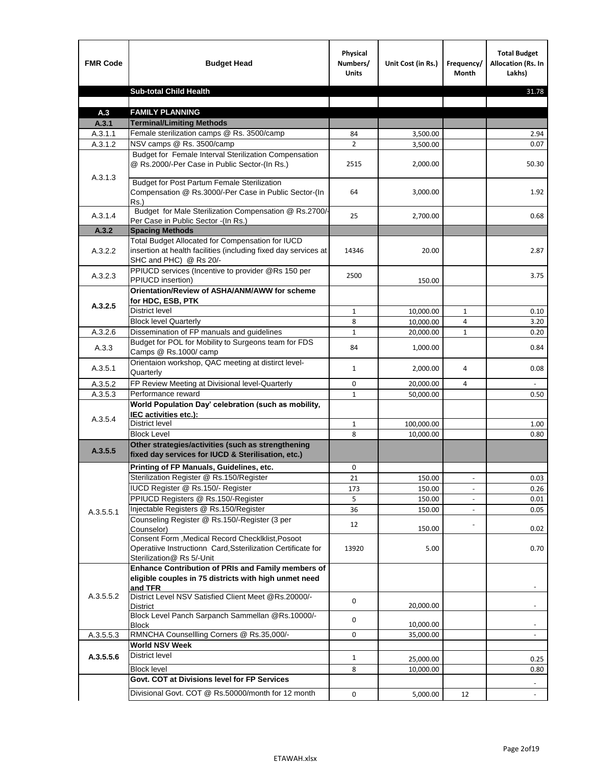| FMR Code | Budget Head | Physical Numbers/ Units | Unit Cost (in Rs.) | Frequency/ Month | Total Budget Allocation (Rs. In Lakhs) |
|---|---|---|---|---|---|
| | **Sub-total Child Health** | | | | 31.78 |
| | | | | | |
| **A.3** | **FAMILY PLANNING** | | | | |
| **A.3.1** | **Terminal/Limiting Methods** | | | | |
| A.3.1.1 | Female sterilization camps @ Rs. 3500/camp | 84 | 3,500.00 | | 2.94 |
| A.3.1.2 | NSV camps @ Rs. 3500/camp | 2 | 3,500.00 | | 0.07 |
| A.3.1.3 | Budget for Female Interval Sterilization Compensation @ Rs.2000/-Per Case in Public Sector-(In Rs.) | 2515 | 2,000.00 | | 50.30 |
| | Budget for Post Partum Female Sterilization Compensation @ Rs.3000/-Per Case in Public Sector-(In Rs.) | 64 | 3,000.00 | | 1.92 |
| A.3.1.4 | Budget for Male Sterilization Compensation @ Rs.2700/-Per Case in Public Sector -(In Rs.) | 25 | 2,700.00 | | 0.68 |
| **A.3.2** | **Spacing Methods** | | | | |
| A.3.2.2 | Total Budget Allocated for Compensation for IUCD insertion at health facilities (including fixed day services at SHC and PHC) @ Rs 20/- | 14346 | 20.00 | | 2.87 |
| A.3.2.3 | PPIUCD services (Incentive to provider @Rs 150 per PPIUCD insertion) | 2500 | 150.00 | | 3.75 |
| **A.3.2.5** | **Orientation/Review of ASHA/ANM/AWW for scheme for HDC, ESB, PTK** | | | | |
| | District level | 1 | 10,000.00 | 1 | 0.10 |
| | Block level Quarterly | 8 | 10,000.00 | 4 | 3.20 |
| A.3.2.6 | Dissemination of FP manuals and guidelines | 1 | 20,000.00 | 1 | 0.20 |
| A.3.3 | Budget for POL for Mobility to Surgeons team for FDS Camps @ Rs.1000/ camp | 84 | 1,000.00 | | 0.84 |
| A.3.5.1 | Orientaion workshop, QAC meeting at distirct level-Quarterly | 1 | 2,000.00 | 4 | 0.08 |
| A.3.5.2 | FP Review Meeting at Divisional level-Quarterly | 0 | 20,000.00 | 4 | - |
| A.3.5.3 | Performance reward | 1 | 50,000.00 | | 0.50 |
| A.3.5.4 | **World Population Day' celebration (such as mobility, IEC activities etc.):** | | | | |
| | District level | 1 | 100,000.00 | | 1.00 |
| | Block Level | 8 | 10,000.00 | | 0.80 |
| **A.3.5.5** | **Other strategies/activities (such as strengthening fixed day services for IUCD & Sterilisation, etc.)** | | | | |
| A.3.5.5.1 | **Printing of FP Manuals, Guidelines, etc.** | 0 | | | |
| | Sterilization Register @ Rs.150/Register | 21 | 150.00 | - | 0.03 |
| | IUCD Register @ Rs.150/- Register | 173 | 150.00 | - | 0.26 |
| | PPIUCD Registers @ Rs.150/-Register | 5 | 150.00 | - | 0.01 |
| | Injectable Registers @ Rs.150/Register | 36 | 150.00 | - | 0.05 |
| | Counseling Register @ Rs.150/-Register (3 per Counselor) | 12 | 150.00 | - | 0.02 |
| | Consent Form ,Medical Record Checklklist,Posoot Operatiive Instructionn Card,Ssterilization Certificate for Sterilization@ Rs 5/-Unit | 13920 | 5.00 | | 0.70 |
| A.3.5.5.2 | **Enhance Contribution of PRIs and Family members of eligible couples in 75 districts with high unmet need and TFR** | | | | - |
| | District Level NSV Satisfied Client Meet @Rs.20000/-District | 0 | 20,000.00 | | - |
| | Block Level Panch Sarpanch Sammellan @Rs.10000/-Block | 0 | 10,000.00 | | - |
| A.3.5.5.3 | RMNCHA Counsellling Corners @ Rs.35,000/- | 0 | 35,000.00 | | - |
| **A.3.5.5.6** | **World NSV Week** | | | | |
| | District level | 1 | 25,000.00 | | 0.25 |
| | Block level | 8 | 10,000.00 | | 0.80 |
| | **Govt. COT at Divisions level for FP Services** | | | | - |
| | Divisional Govt. COT @ Rs.50000/month for 12 month | 0 | 5,000.00 | 12 | - |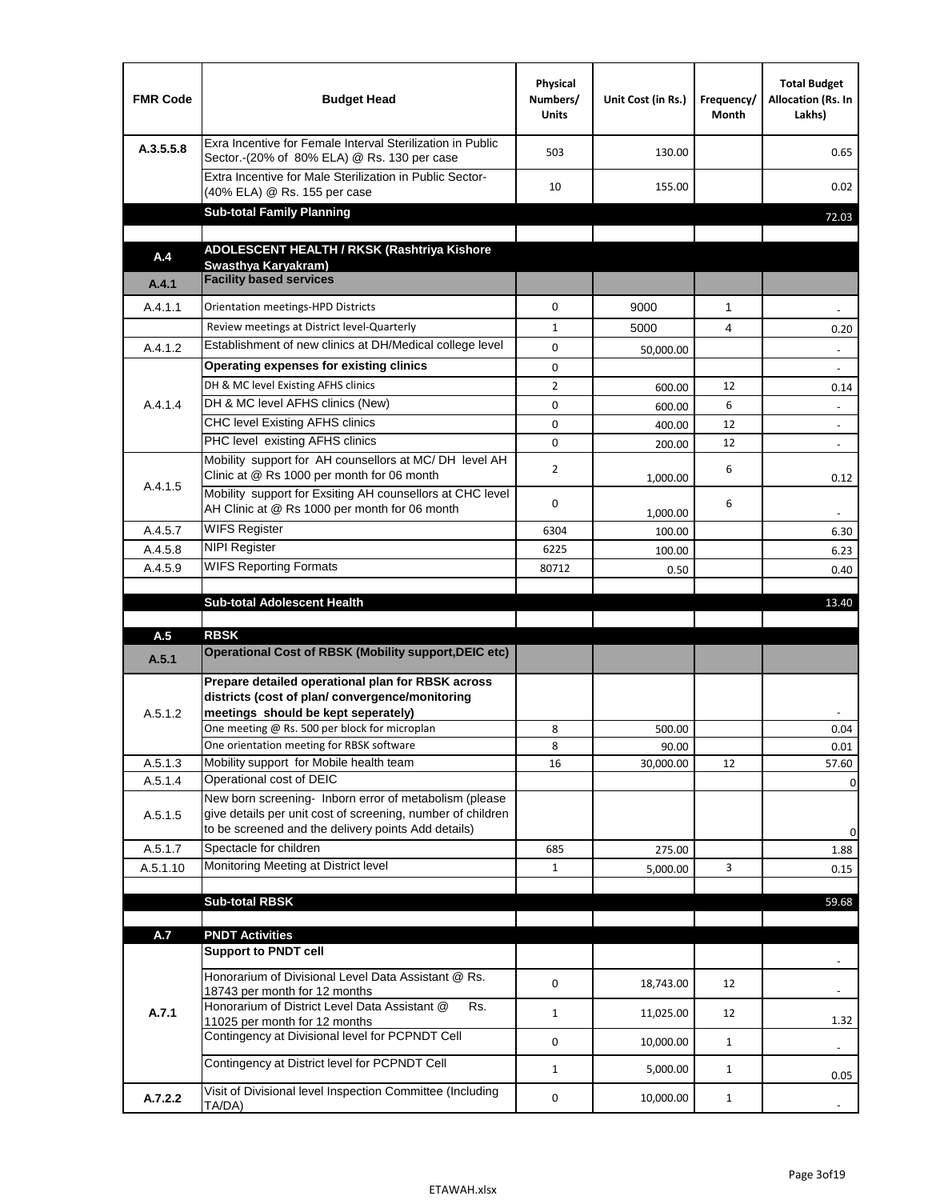| FMR Code | Budget Head | Physical Numbers/ Units | Unit Cost (in Rs.) | Frequency/ Month | Total Budget Allocation (Rs. In Lakhs) |
|---|---|---|---|---|---|
| A.3.5.5.8 | Exra Incentive for Female Interval Sterilization in Public Sector.-(20% of 80% ELA) @ Rs. 130 per case | 503 | 130.00 | | 0.65 |
| | Extra Incentive for Male Sterilization in Public Sector-(40% ELA) @ Rs. 155 per case | 10 | 155.00 | | 0.02 |
| | **Sub-total Family Planning** | | | | 72.03 |
| | | | | | |
| **A.4** | **ADOLESCENT HEALTH / RKSK (Rashtriya Kishore Swasthya Karyakram)** | | | | |
| **A.4.1** | **Facility based services** | | | | |
| A.4.1.1 | Orientation meetings-HPD Districts | 0 | 9000 | 1 | - |
| | Review meetings at District level-Quarterly | 1 | 5000 | 4 | 0.20 |
| A.4.1.2 | Establishment of new clinics at DH/Medical college level | 0 | 50,000.00 | | - |
| A.4.1.4 | **Operating expenses for existing clinics** | 0 | | | - |
| | DH & MC level Existing AFHS clinics | 2 | 600.00 | 12 | 0.14 |
| | DH & MC level AFHS clinics (New) | 0 | 600.00 | 6 | - |
| | CHC level Existing AFHS clinics | 0 | 400.00 | 12 | - |
| | PHC level existing AFHS clinics | 0 | 200.00 | 12 | - |
| A.4.1.5 | Mobility support for AH counsellors at MC/ DH level AH Clinic at @ Rs 1000 per month for 06 month | 2 | 1,000.00 | 6 | 0.12 |
| | Mobility support for Exsiting AH counsellors at CHC level AH Clinic at @ Rs 1000 per month for 06 month | 0 | 1,000.00 | 6 | - |
| A.4.5.7 | WIFS Register | 6304 | 100.00 | | 6.30 |
| A.4.5.8 | NIPI Register | 6225 | 100.00 | | 6.23 |
| A.4.5.9 | WIFS Reporting Formats | 80712 | 0.50 | | 0.40 |
| | | | | | |
| | **Sub-total Adolescent Health** | | | | 13.40 |
| | | | | | |
| **A.5** | **RBSK** | | | | |
| **A.5.1** | **Operational Cost of RBSK (Mobility support,DEIC etc)** | | | | |
| A.5.1.2 | **Prepare detailed operational plan for RBSK across districts (cost of plan/ convergence/monitoring meetings should be kept seperately)** | | | | - |
| | One meeting @ Rs. 500 per block for microplan | 8 | 500.00 | | 0.04 |
| | One orientation meeting for RBSK software | 8 | 90.00 | | 0.01 |
| A.5.1.3 | Mobility support for Mobile health team | 16 | 30,000.00 | 12 | 57.60 |
| A.5.1.4 | Operational cost of DEIC | | | | 0 |
| A.5.1.5 | New born screening- Inborn error of metabolism (please give details per unit cost of screening, number of children to be screened and the delivery points Add details) | | | | 0 |
| A.5.1.7 | Spectacle for children | 685 | 275.00 | | 1.88 |
| A.5.1.10 | Monitoring Meeting at District level | 1 | 5,000.00 | 3 | 0.15 |
| | | | | | |
| | **Sub-total RBSK** | | | | 59.68 |
| | | | | | |
| **A.7** | **PNDT Activities** | | | | |
| **A.7.1** | **Support to PNDT cell** | | | | - |
| | Honorarium of Divisional Level Data Assistant @ Rs. 18743 per month for 12 months | 0 | 18,743.00 | 12 | - |
| | Honorarium of District Level Data Assistant @ Rs. 11025 per month for 12 months | 1 | 11,025.00 | 12 | 1.32 |
| | Contingency at Divisional level for PCPNDT Cell | 0 | 10,000.00 | 1 | - |
| | Contingency at District level for PCPNDT Cell | 1 | 5,000.00 | 1 | 0.05 |
| **A.7.2.2** | Visit of Divisional level Inspection Committee (Including TA/DA) | 0 | 10,000.00 | 1 | - |

ETAWAH.xlsx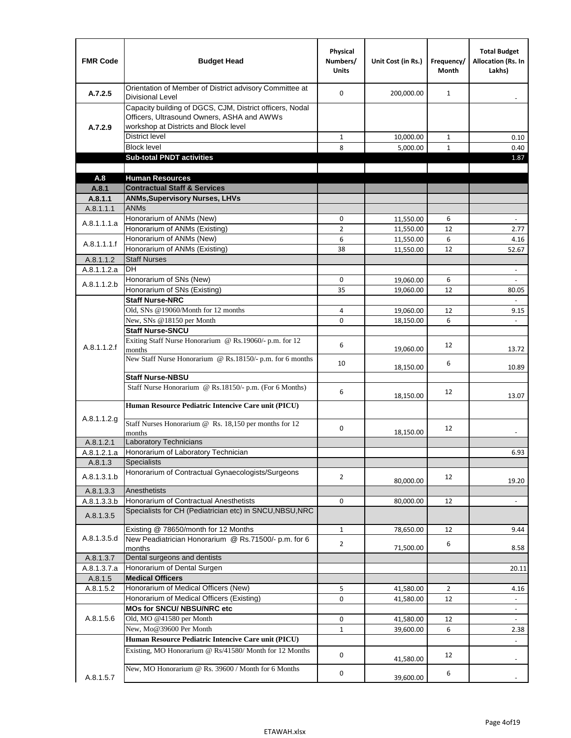| FMR Code | Budget Head | Physical Numbers/ Units | Unit Cost (in Rs.) | Frequency/ Month | Total Budget Allocation (Rs. In Lakhs) |
|---|---|---|---|---|---|
| A.7.2.5 | Orientation of Member of District advisory Committee at Divisional Level | 0 | 200,000.00 | 1 | - |
| A.7.2.9 | Capacity building of DGCS, CJM, District officers, Nodal Officers, Ultrasound Owners, ASHA and AWWs workshop at Districts and Block level | | | | |
| | District level | 1 | 10,000.00 | 1 | 0.10 |
| | Block level | 8 | 5,000.00 | 1 | 0.40 |
| | **Sub-total PNDT activities** | | | | 1.87 |
| | | | | | |
| **A.8** | **Human Resources** | | | | |
| **A.8.1** | **Contractual Staff & Services** | | | | |
| **A.8.1.1** | **ANMs,Supervisory Nurses, LHVs** | | | | |
| A.8.1.1.1 | ANMs | | | | |
| A.8.1.1.1.a | Honorarium of ANMs (New) | 0 | 11,550.00 | 6 | - |
| | Honorarium of ANMs (Existing) | 2 | 11,550.00 | 12 | 2.77 |
| A.8.1.1.1.f | Honorarium of ANMs (New) | 6 | 11,550.00 | 6 | 4.16 |
| | Honorarium of ANMs (Existing) | 38 | 11,550.00 | 12 | 52.67 |
| A.8.1.1.2 | Staff Nurses | | | | |
| A.8.1.1.2.a | DH | | | | - |
| A.8.1.1.2.b | Honorarium of SNs (New) | 0 | 19,060.00 | 6 | - |
| | Honorarium of SNs (Existing) | 35 | 19,060.00 | 12 | 80.05 |
| A.8.1.1.2.f | **Staff Nurse-NRC** | | | | - |
| | Old, SNs @19060/Month for 12 months | 4 | 19,060.00 | 12 | 9.15 |
| | New, SNs @18150 per Month | 0 | 18,150.00 | 6 | - |
| | **Staff Nurse-SNCU** | | | | |
| | Exiting Staff Nurse Honorarium @ Rs.19060/- p.m. for 12 months | 6 | 19,060.00 | 12 | 13.72 |
| | New Staff Nurse Honorarium @ Rs.18150/- p.m. for 6 months | 10 | 18,150.00 | 6 | 10.89 |
| | **Staff Nurse-NBSU** | | | | |
| | Staff Nurse Honorarium @ Rs.18150/- p.m. (For 6 Months) | 6 | 18,150.00 | 12 | 13.07 |
| A.8.1.1.2.g | **Human Resource Pediatric Intencive Care unit (PICU)** | | | | |
| | Staff Nurses Honorarium @ Rs. 18,150 per months for 12 months | 0 | 18,150.00 | 12 | - |
| A.8.1.2.1 | Laboratory Technicians | | | | |
| A.8.1.2.1.a | Honorarium of Laboratory Technician | | | | 6.93 |
| A.8.1.3 | Specialists | | | | |
| A.8.1.3.1.b | Honorarium of Contractual Gynaecologists/Surgeons | 2 | 80,000.00 | 12 | 19.20 |
| A.8.1.3.3 | Anesthetists | | | | |
| A.8.1.3.3.b | Honorarium of Contractual Anesthetists | 0 | 80,000.00 | 12 | - |
| A.8.1.3.5 | Specialists for CH (Pediatrician etc) in SNCU,NBSU,NRC | | | | |
| A.8.1.3.5.d | Existing @ 78650/month for 12 Months | 1 | 78,650.00 | 12 | 9.44 |
| | New Peadiatrician Honorarium @ Rs.71500/- p.m. for 6 months | 2 | 71,500.00 | 6 | 8.58 |
| A.8.1.3.7 | Dental surgeons and dentists | | | | |
| A.8.1.3.7.a | Honorarium of Dental Surgen | | | | 20.11 |
| A.8.1.5 | **Medical Officers** | | | | |
| A.8.1.5.2 | Honorarium of Medical Officers (New) | 5 | 41,580.00 | 2 | 4.16 |
| | Honorarium of Medical Officers (Existing) | 0 | 41,580.00 | 12 | - |
| A.8.1.5.6 | **MOs for SNCU/ NBSU/NRC etc** | | | | - |
| | Old, MO @41580 per Month | 0 | 41,580.00 | 12 | - |
| | New, Mo@39600 Per Month | 1 | 39,600.00 | 6 | 2.38 |
| A.8.1.5.7 | **Human Resource Pediatric Intencive Care unit (PICU)** | | | | - |
| | Existing, MO Honorarium @ Rs/41580/ Month for 12 Months | 0 | 41,580.00 | 12 | - |
| | New, MO Honorarium @ Rs. 39600 / Month for 6 Months | 0 | 39,600.00 | 6 | - |

ETAWAH.xlsx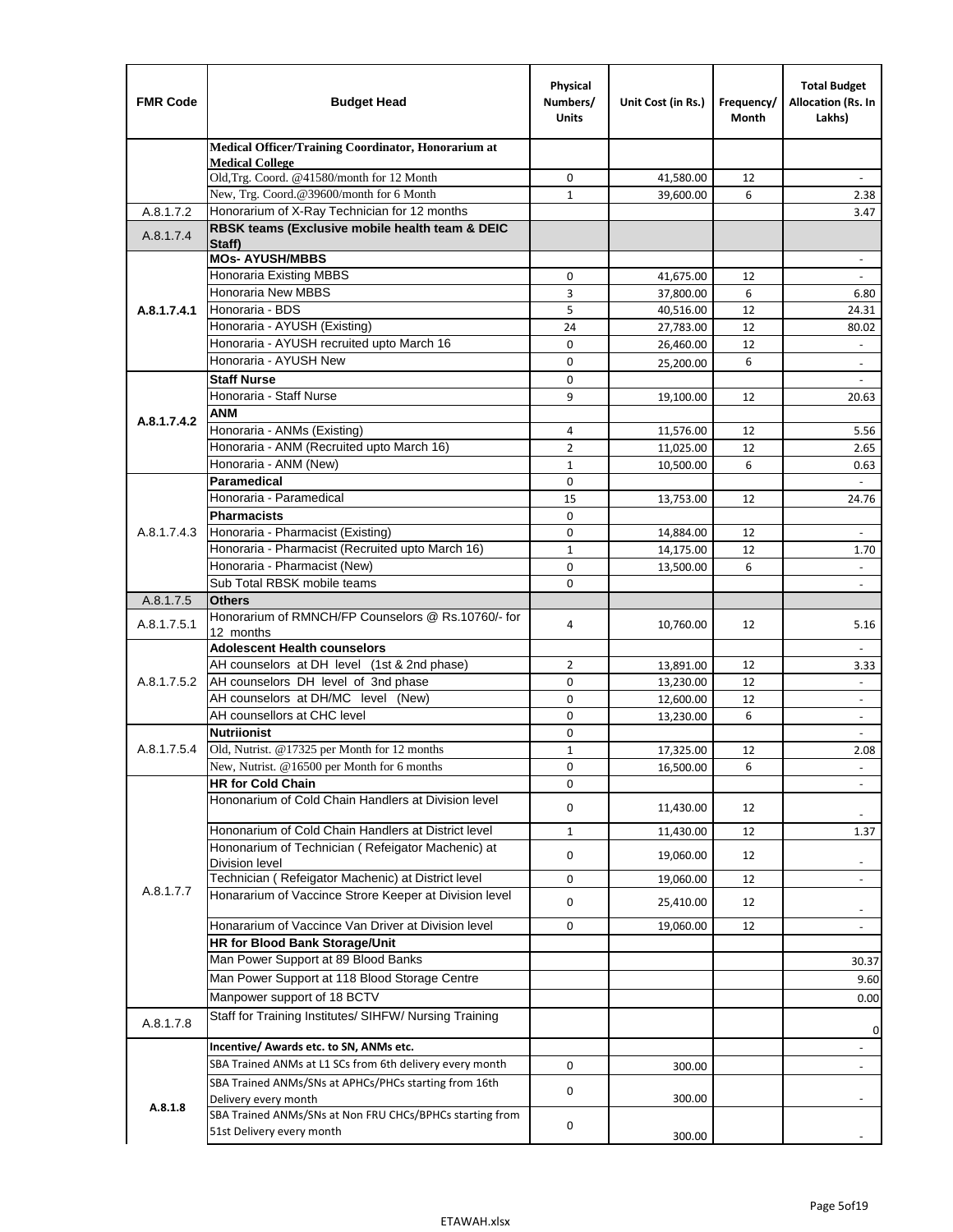| FMR Code | Budget Head | Physical Numbers/ Units | Unit Cost (in Rs.) | Frequency/ Month | Total Budget Allocation (Rs. In Lakhs) |
|---|---|---|---|---|---|
| | **Medical Officer/Training Coordinator, Honorarium at Medical College** | | | | |
| | Old,Trg. Coord. @41580/month for 12 Month | 0 | 41,580.00 | 12 | - |
| | New, Trg. Coord.@39600/month for 6 Month | 1 | 39,600.00 | 6 | 2.38 |
| A.8.1.7.2 | Honorarium of X-Ray Technician for 12 months | | | | 3.47 |
| A.8.1.7.4 | **RBSK teams (Exclusive mobile health team & DEIC Staff)** | | | | |
| | **MOs- AYUSH/MBBS** | | | | - |
| | Honoraria Existing MBBS | 0 | 41,675.00 | 12 | - |
| | Honoraria New MBBS | 3 | 37,800.00 | 6 | 6.80 |
| **A.8.1.7.4.1** | Honoraria - BDS | 5 | 40,516.00 | 12 | 24.31 |
| | Honoraria - AYUSH (Existing) | 24 | 27,783.00 | 12 | 80.02 |
| | Honoraria - AYUSH recruited upto March 16 | 0 | 26,460.00 | 12 | - |
| | Honoraria - AYUSH New | 0 | 25,200.00 | 6 | - |
| | **Staff Nurse** | 0 | | | - |
| | Honoraria - Staff Nurse | 9 | 19,100.00 | 12 | 20.63 |
| **A.8.1.7.4.2** | **ANM** | | | | |
| | Honoraria - ANMs (Existing) | 4 | 11,576.00 | 12 | 5.56 |
| | Honoraria - ANM (Recruited upto March 16) | 2 | 11,025.00 | 12 | 2.65 |
| | Honoraria - ANM (New) | 1 | 10,500.00 | 6 | 0.63 |
| | **Paramedical** | 0 | | | - |
| | Honoraria - Paramedical | 15 | 13,753.00 | 12 | 24.76 |
| | **Pharmacists** | 0 | | | |
| A.8.1.7.4.3 | Honoraria - Pharmacist (Existing) | 0 | 14,884.00 | 12 | - |
| | Honoraria - Pharmacist (Recruited upto March 16) | 1 | 14,175.00 | 12 | 1.70 |
| | Honoraria - Pharmacist (New) | 0 | 13,500.00 | 6 | - |
| | Sub Total RBSK mobile teams | 0 | | | - |
| A.8.1.7.5 | **Others** | | | | |
| A.8.1.7.5.1 | Honorarium of RMNCH/FP Counselors @ Rs.10760/- for 12 months | 4 | 10,760.00 | 12 | 5.16 |
| | **Adolescent Health counselors** | | | | - |
| | AH counselors at DH level (1st & 2nd phase) | 2 | 13,891.00 | 12 | 3.33 |
| A.8.1.7.5.2 | AH counselors DH level of 3nd phase | 0 | 13,230.00 | 12 | - |
| | AH counselors at DH/MC level (New) | 0 | 12,600.00 | 12 | - |
| | AH counsellors at CHC level | 0 | 13,230.00 | 6 | - |
| | **Nutriionist** | 0 | | | - |
| A.8.1.7.5.4 | Old, Nutrist. @17325 per Month for 12 months | 1 | 17,325.00 | 12 | 2.08 |
| | New, Nutrist. @16500 per Month for 6 months | 0 | 16,500.00 | 6 | - |
| | **HR for Cold Chain** | 0 | | | - |
| | Hononarium of Cold Chain Handlers at Division level | 0 | 11,430.00 | 12 | - |
| | Hononarium of Cold Chain Handlers at District level | 1 | 11,430.00 | 12 | 1.37 |
| | Hononarium of Technician ( Refeigator Machenic) at Division level | 0 | 19,060.00 | 12 | - |
| | Technician ( Refeigator Machenic) at District level | 0 | 19,060.00 | 12 | - |
| A.8.1.7.7 | Honararium of Vaccince Strore Keeper at Division level | 0 | 25,410.00 | 12 | - |
| | Honararium of Vaccince Van Driver at Division level | 0 | 19,060.00 | 12 | - |
| | **HR for Blood Bank Storage/Unit** | | | | |
| | Man Power Support at 89 Blood Banks | | | | 30.37 |
| | Man Power Support at 118 Blood Storage Centre | | | | 9.60 |
| | Manpower support of 18 BCTV | | | | 0.00 |
| A.8.1.7.8 | Staff for Training Institutes/ SIHFW/ Nursing Training | | | | 0 |
| | **Incentive/ Awards etc. to SN, ANMs etc.** | | | | - |
| | SBA Trained ANMs at L1 SCs from 6th delivery every month | 0 | 300.00 | | - |
| **A.8.1.8** | SBA Trained ANMs/SNs at APHCs/PHCs starting from 16th Delivery every month | 0 | 300.00 | | - |
| | SBA Trained ANMs/SNs at Non FRU CHCs/BPHCs starting from 51st Delivery every month | 0 | 300.00 | | - |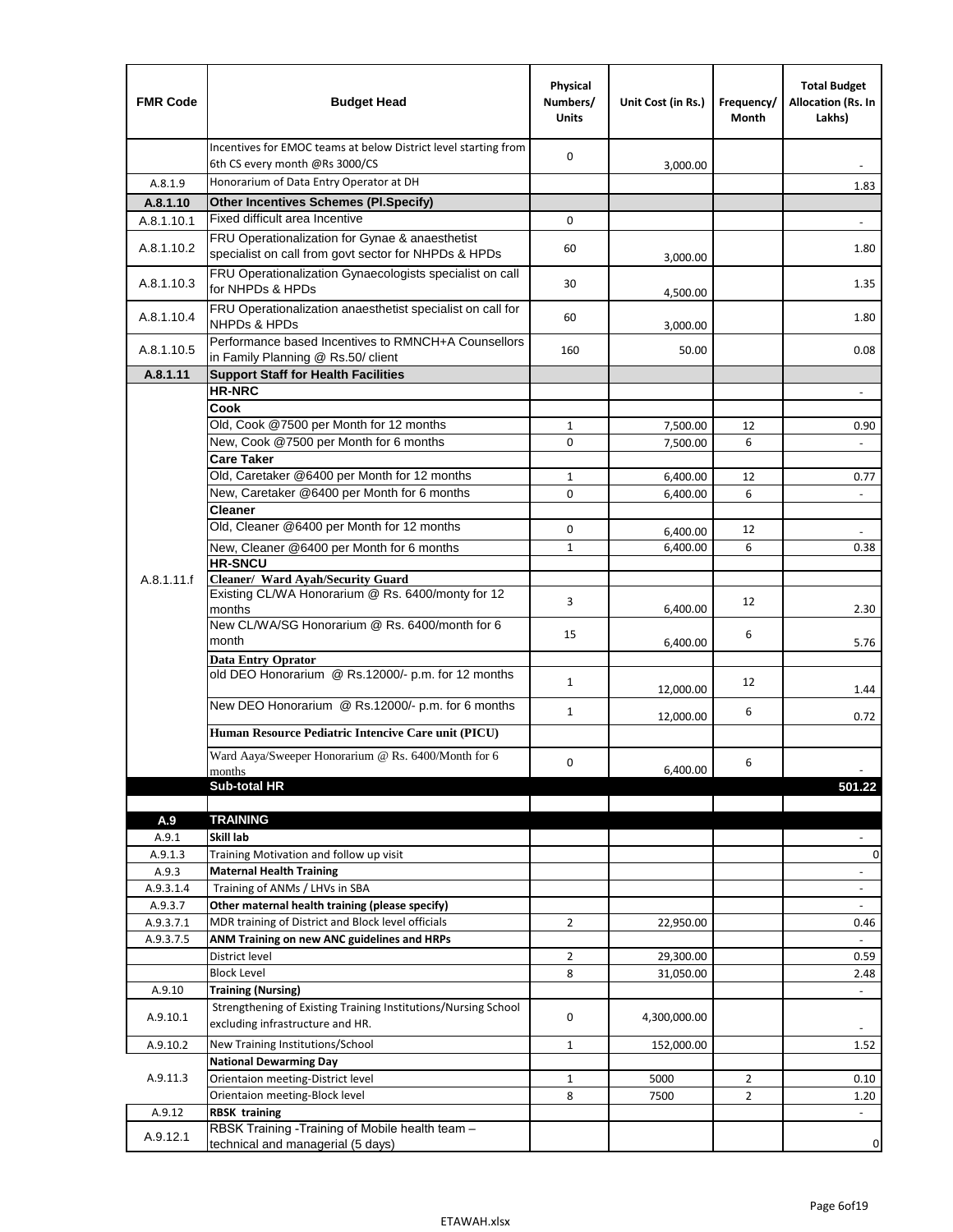| FMR Code | Budget Head | Physical Numbers/ Units | Unit Cost (in Rs.) | Frequency/ Month | Total Budget Allocation (Rs. In Lakhs) |
|---|---|---|---|---|---|
| | Incentives for EMOC teams at below District level starting from 6th CS every month @Rs 3000/CS | 0 | 3,000.00 | | - |
| A.8.1.9 | Honorarium of Data Entry Operator at DH | | | | 1.83 |
| **A.8.1.10** | **Other Incentives Schemes (Pl.Specify)** | | | | |
| A.8.1.10.1 | Fixed difficult area Incentive | 0 | | | - |
| A.8.1.10.2 | FRU Operationalization for Gynae & anaesthetist specialist on call from govt sector for NHPDs & HPDs | 60 | 3,000.00 | | 1.80 |
| A.8.1.10.3 | FRU Operationalization Gynaecologists specialist on call for NHPDs & HPDs | 30 | 4,500.00 | | 1.35 |
| A.8.1.10.4 | FRU Operationalization anaesthetist specialist on call for NHPDs & HPDs | 60 | 3,000.00 | | 1.80 |
| A.8.1.10.5 | Performance based Incentives to RMNCH+A Counsellors in Family Planning @ Rs.50/ client | 160 | 50.00 | | 0.08 |
| **A.8.1.11** | **Support Staff for Health Facilities** | | | | |
| A.8.1.11.f | **HR-NRC** | | | | - |
| | **Cook** | | | | |
| | Old, Cook @7500 per Month for 12 months | 1 | 7,500.00 | 12 | 0.90 |
| | New, Cook @7500 per Month for 6 months | 0 | 7,500.00 | 6 | - |
| | **Care Taker** | | | | |
| | Old, Caretaker @6400 per Month for 12 months | 1 | 6,400.00 | 12 | 0.77 |
| | New, Caretaker @6400 per Month for 6 months | 0 | 6,400.00 | 6 | - |
| | **Cleaner** | | | | |
| | Old, Cleaner @6400 per Month for 12 months | 0 | 6,400.00 | 12 | - |
| | New, Cleaner @6400 per Month for 6 months | 1 | 6,400.00 | 6 | 0.38 |
| | **HR-SNCU** | | | | |
| | **Cleaner/ Ward Ayah/Security Guard** | | | | |
| | Existing CL/WA Honorarium @ Rs. 6400/monty for 12 months | 3 | 6,400.00 | 12 | 2.30 |
| | New CL/WA/SG Honorarium @ Rs. 6400/month for 6 month | 15 | 6,400.00 | 6 | 5.76 |
| | **Data Entry Oprator** | | | | |
| | old DEO Honorarium @ Rs.12000/- p.m. for 12 months | 1 | 12,000.00 | 12 | 1.44 |
| | New DEO Honorarium @ Rs.12000/- p.m. for 6 months | 1 | 12,000.00 | 6 | 0.72 |
| | **Human Resource Pediatric Intencive Care unit (PICU)** | | | | |
| | Ward Aaya/Sweeper Honorarium @ Rs. 6400/Month for 6 months | 0 | 6,400.00 | 6 | - |
| | **Sub-total HR** | | | | **501.22** |
| | | | | | |
| **A.9** | **TRAINING** | | | | |
| A.9.1 | **Skill lab** | | | | - |
| A.9.1.3 | Training Motivation and follow up visit | | | | 0 |
| A.9.3 | **Maternal Health Training** | | | | - |
| A.9.3.1.4 | Training of ANMs / LHVs in SBA | | | | - |
| A.9.3.7 | **Other maternal health training (please specify)** | | | | - |
| A.9.3.7.1 | MDR training of District and Block level officials | 2 | 22,950.00 | | 0.46 |
| A.9.3.7.5 | **ANM Training on new ANC guidelines and HRPs** | | | | - |
| | District level | 2 | 29,300.00 | | 0.59 |
| | Block Level | 8 | 31,050.00 | | 2.48 |
| A.9.10 | **Training (Nursing)** | | | | - |
| A.9.10.1 | Strengthening of Existing Training Institutions/Nursing School excluding infrastructure and HR. | 0 | 4,300,000.00 | | - |
| A.9.10.2 | New Training Institutions/School | 1 | 152,000.00 | | 1.52 |
| A.9.11.3 | **National Dewarming Day** | | | | |
| | Orientaion meeting-District level | 1 | 5000 | 2 | 0.10 |
| | Orientaion meeting-Block level | 8 | 7500 | 2 | 1.20 |
| A.9.12 | **RBSK training** | | | | - |
| A.9.12.1 | RBSK Training -Training of Mobile health team – technical and managerial (5 days) | | | | 0 |

ETAWAH.xlsx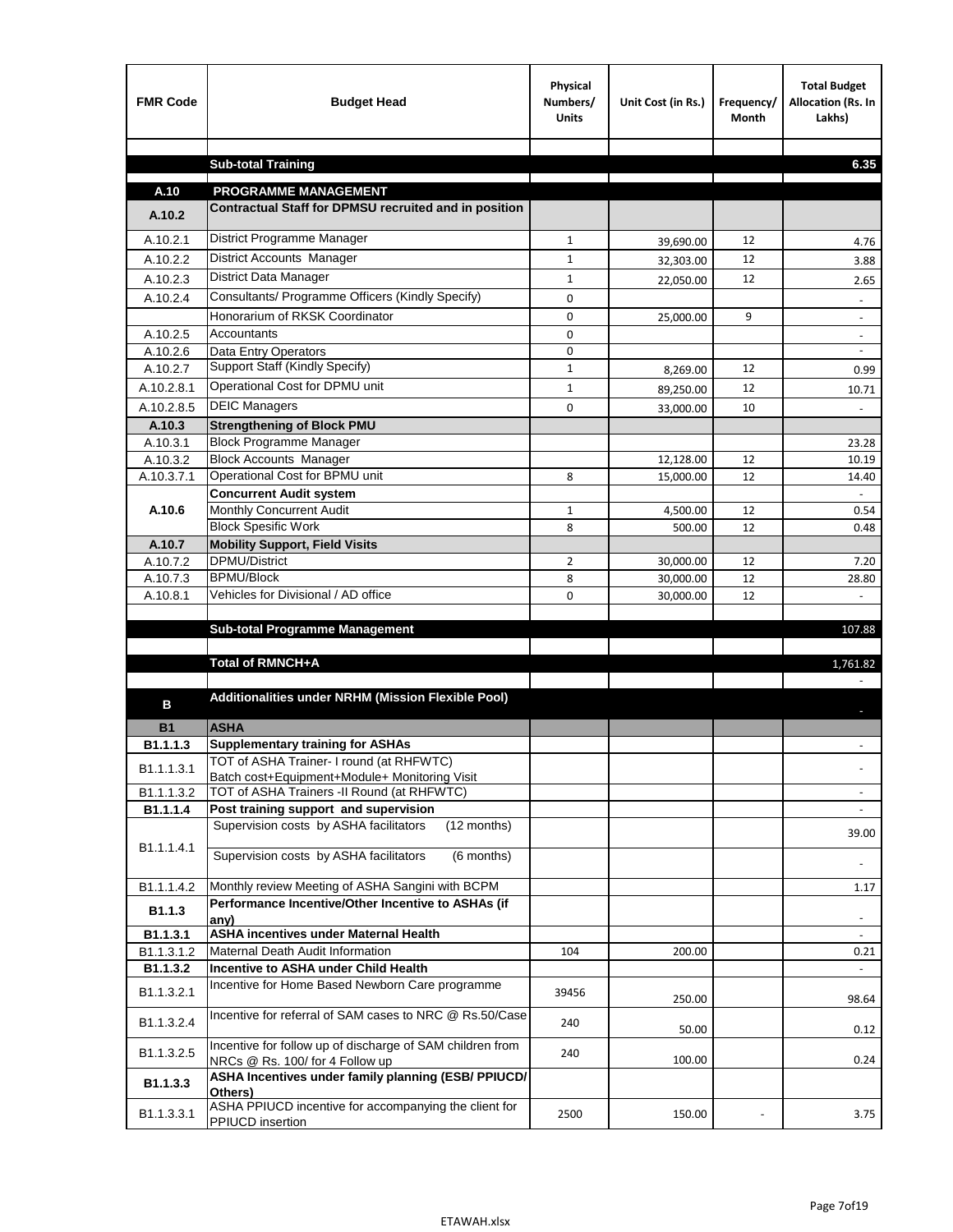| FMR Code | Budget Head | Physical Numbers/ Units | Unit Cost (in Rs.) | Frequency/ Month | Total Budget Allocation (Rs. In Lakhs) |
|---|---|---|---|---|---|
| | | | | | |
| | **Sub-total Training** | | | | **6.35** |
| | | | | | |
| **A.10** | **PROGRAMME MANAGEMENT** | | | | |
| **A.10.2** | **Contractual Staff for DPMSU recruited and in position** | | | | |
| A.10.2.1 | District Programme Manager | 1 | 39,690.00 | 12 | 4.76 |
| A.10.2.2 | District Accounts Manager | 1 | 32,303.00 | 12 | 3.88 |
| A.10.2.3 | District Data Manager | 1 | 22,050.00 | 12 | 2.65 |
| A.10.2.4 | Consultants/ Programme Officers (Kindly Specify) | 0 | | | - |
| | Honorarium of RKSK Coordinator | 0 | 25,000.00 | 9 | - |
| A.10.2.5 | Accountants | 0 | | | - |
| A.10.2.6 | Data Entry Operators | 0 | | | - |
| A.10.2.7 | Support Staff (Kindly Specify) | 1 | 8,269.00 | 12 | 0.99 |
| A.10.2.8.1 | Operational Cost for DPMU unit | 1 | 89,250.00 | 12 | 10.71 |
| A.10.2.8.5 | DEIC Managers | 0 | 33,000.00 | 10 | - |
| **A.10.3** | **Strengthening of Block PMU** | | | | |
| A.10.3.1 | Block Programme Manager | | | | 23.28 |
| A.10.3.2 | Block Accounts Manager | | 12,128.00 | 12 | 10.19 |
| A.10.3.7.1 | Operational Cost for BPMU unit | 8 | 15,000.00 | 12 | 14.40 |
| **A.10.6** | **Concurrent Audit system** | | | | - |
| | Monthly Concurrent Audit | 1 | 4,500.00 | 12 | 0.54 |
| | Block Spesific Work | 8 | 500.00 | 12 | 0.48 |
| **A.10.7** | **Mobility Support, Field Visits** | | | | |
| A.10.7.2 | DPMU/District | 2 | 30,000.00 | 12 | 7.20 |
| A.10.7.3 | BPMU/Block | 8 | 30,000.00 | 12 | 28.80 |
| A.10.8.1 | Vehicles for Divisional / AD office | 0 | 30,000.00 | 12 | - |
| | | | | | |
| | **Sub-total Programme Management** | | | | 107.88 |
| | | | | | |
| | **Total of RMNCH+A** | | | | 1,761.82 |
| | | | | | - |
| **B** | **Additionalities under NRHM (Mission Flexible Pool)** | | | | - |
| **B1** | **ASHA** | | | | |
| **B1.1.1.3** | **Supplementary training for ASHAs** | | | | - |
| B1.1.1.3.1 | TOT of ASHA Trainer- I round (at RHFWTC) Batch cost+Equipment+Module+ Monitoring Visit | | | | - |
| B1.1.1.3.2 | TOT of ASHA Trainers -II Round (at RHFWTC) | | | | - |
| **B1.1.1.4** | **Post training support and supervision** | | | | - |
| B1.1.1.4.1 | Supervision costs by ASHA facilitators (12 months) | | | | 39.00 |
| | Supervision costs by ASHA facilitators (6 months) | | | | - |
| B1.1.1.4.2 | Monthly review Meeting of ASHA Sangini with BCPM | | | | 1.17 |
| **B1.1.3** | **Performance Incentive/Other Incentive to ASHAs (if any)** | | | | - |
| **B1.1.3.1** | **ASHA incentives under Maternal Health** | | | | - |
| B1.1.3.1.2 | Maternal Death Audit Information | 104 | 200.00 | | 0.21 |
| **B1.1.3.2** | **Incentive to ASHA under Child Health** | | | | - |
| B1.1.3.2.1 | Incentive for Home Based Newborn Care programme | 39456 | 250.00 | | 98.64 |
| B1.1.3.2.4 | Incentive for referral of SAM cases to NRC @ Rs.50/Case | 240 | 50.00 | | 0.12 |
| B1.1.3.2.5 | Incentive for follow up of discharge of SAM children from NRCs @ Rs. 100/ for 4 Follow up | 240 | 100.00 | | 0.24 |
| **B1.1.3.3** | **ASHA Incentives under family planning (ESB/ PPIUCD/ Others)** | | | | |
| B1.1.3.3.1 | ASHA PPIUCD incentive for accompanying the client for PPIUCD insertion | 2500 | 150.00 | - | 3.75 |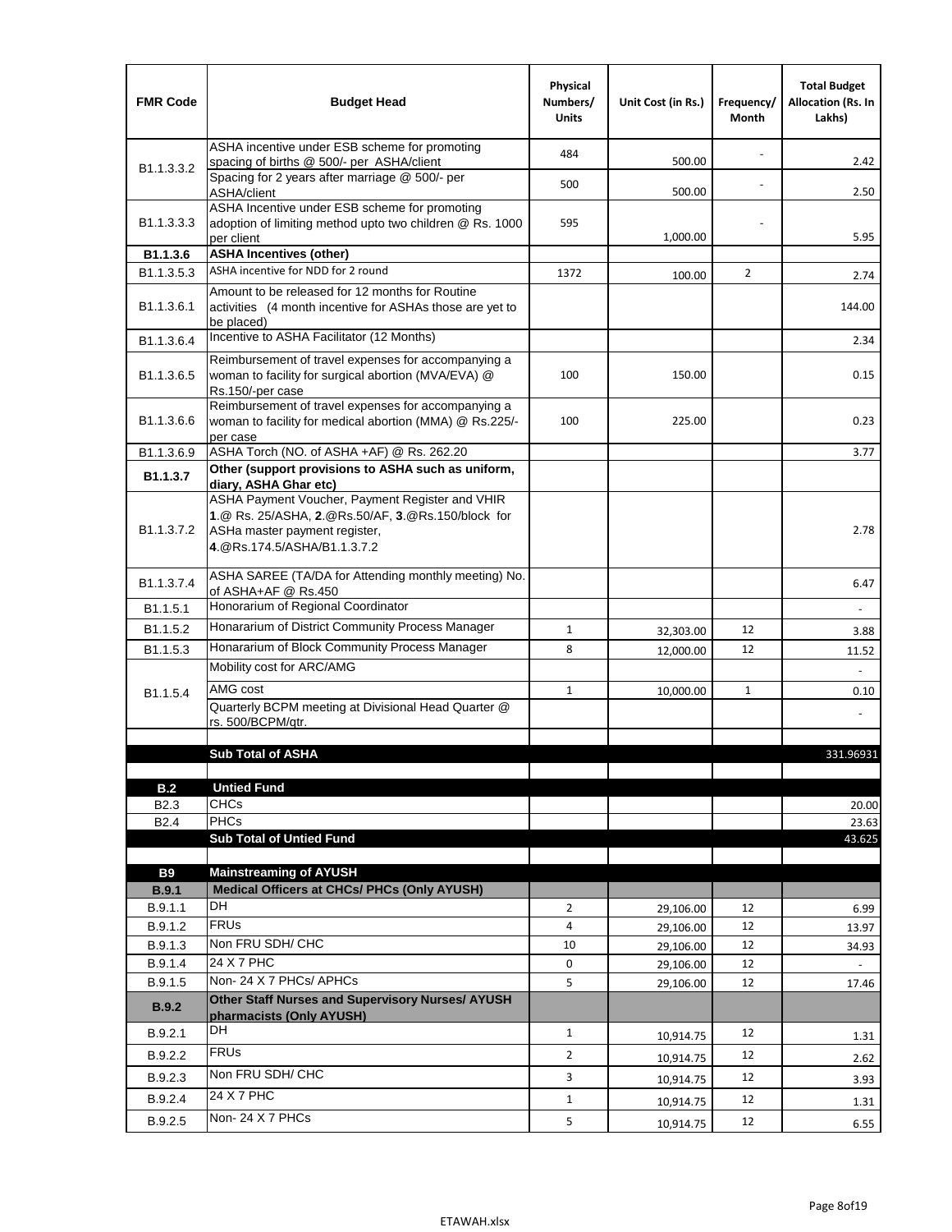| FMR Code | Budget Head | Physical Numbers/ Units | Unit Cost (in Rs.) | Frequency/ Month | Total Budget Allocation (Rs. In Lakhs) |
|---|---|---|---|---|---|
| B1.1.3.3.2 | ASHA incentive under ESB scheme for promoting spacing of births @ 500/- per ASHA/client | 484 | 500.00 | - | 2.42 |
| | Spacing for 2 years after marriage @ 500/- per ASHA/client | 500 | 500.00 | - | 2.50 |
| B1.1.3.3.3 | ASHA Incentive under ESB scheme for promoting adoption of limiting method upto two children @ Rs. 1000 per client | 595 | 1,000.00 | - | 5.95 |
| **B1.1.3.6** | **ASHA Incentives (other)** | | | | |
| B1.1.3.5.3 | ASHA incentive for NDD for 2 round | 1372 | 100.00 | 2 | 2.74 |
| B1.1.3.6.1 | Amount to be released for 12 months for Routine activities (4 month incentive for ASHAs those are yet to be placed) | | | | 144.00 |
| B1.1.3.6.4 | Incentive to ASHA Facilitator (12 Months) | | | | 2.34 |
| B1.1.3.6.5 | Reimbursement of travel expenses for accompanying a woman to facility for surgical abortion (MVA/EVA) @ Rs.150/-per case | 100 | 150.00 | | 0.15 |
| B1.1.3.6.6 | Reimbursement of travel expenses for accompanying a woman to facility for medical abortion (MMA) @ Rs.225/-per case | 100 | 225.00 | | 0.23 |
| B1.1.3.6.9 | ASHA Torch (NO. of ASHA +AF) @ Rs. 262.20 | | | | 3.77 |
| **B1.1.3.7** | **Other (support provisions to ASHA such as uniform, diary, ASHA Ghar etc)** | | | | |
| B1.1.3.7.2 | ASHA Payment Voucher, Payment Register and VHIR **1**.@ Rs. 25/ASHA, **2**.@Rs.50/AF, **3**.@Rs.150/block for ASHa master payment register, **4**.@Rs.174.5/ASHA/B1.1.3.7.2 | | | | 2.78 |
| B1.1.3.7.4 | ASHA SAREE (TA/DA for Attending monthly meeting) No. of ASHA+AF @ Rs.450 | | | | 6.47 |
| B1.1.5.1 | Honorarium of Regional Coordinator | | | | - |
| B1.1.5.2 | Honararium of District Community Process Manager | 1 | 32,303.00 | 12 | 3.88 |
| B1.1.5.3 | Honararium of Block Community Process Manager | 8 | 12,000.00 | 12 | 11.52 |
| B1.1.5.4 | Mobility cost for ARC/AMG | | | | - |
| | AMG cost | 1 | 10,000.00 | 1 | 0.10 |
| | Quarterly BCPM meeting at Divisional Head Quarter @ rs. 500/BCPM/qtr. | | | | - |
| | | | | | |
| | **Sub Total of ASHA** | | | | 331.96931 |
| | | | | | |
| **B.2** | **Untied Fund** | | | | |
| B2.3 | CHCs | | | | 20.00 |
| B2.4 | PHCs | | | | 23.63 |
| | **Sub Total of Untied Fund** | | | | 43.625 |
| | | | | | |
| **B9** | **Mainstreaming of AYUSH** | | | | |
| **B.9.1** | **Medical Officers at CHCs/ PHCs (Only AYUSH)** | | | | |
| B.9.1.1 | DH | 2 | 29,106.00 | 12 | 6.99 |
| B.9.1.2 | FRUs | 4 | 29,106.00 | 12 | 13.97 |
| B.9.1.3 | Non FRU SDH/ CHC | 10 | 29,106.00 | 12 | 34.93 |
| B.9.1.4 | 24 X 7 PHC | 0 | 29,106.00 | 12 | - |
| B.9.1.5 | Non- 24 X 7 PHCs/ APHCs | 5 | 29,106.00 | 12 | 17.46 |
| **B.9.2** | **Other Staff Nurses and Supervisory Nurses/ AYUSH pharmacists (Only AYUSH)** | | | | |
| B.9.2.1 | DH | 1 | 10,914.75 | 12 | 1.31 |
| B.9.2.2 | FRUs | 2 | 10,914.75 | 12 | 2.62 |
| B.9.2.3 | Non FRU SDH/ CHC | 3 | 10,914.75 | 12 | 3.93 |
| B.9.2.4 | 24 X 7 PHC | 1 | 10,914.75 | 12 | 1.31 |
| B.9.2.5 | Non- 24 X 7 PHCs | 5 | 10,914.75 | 12 | 6.55 |

ETAWAH.xlsx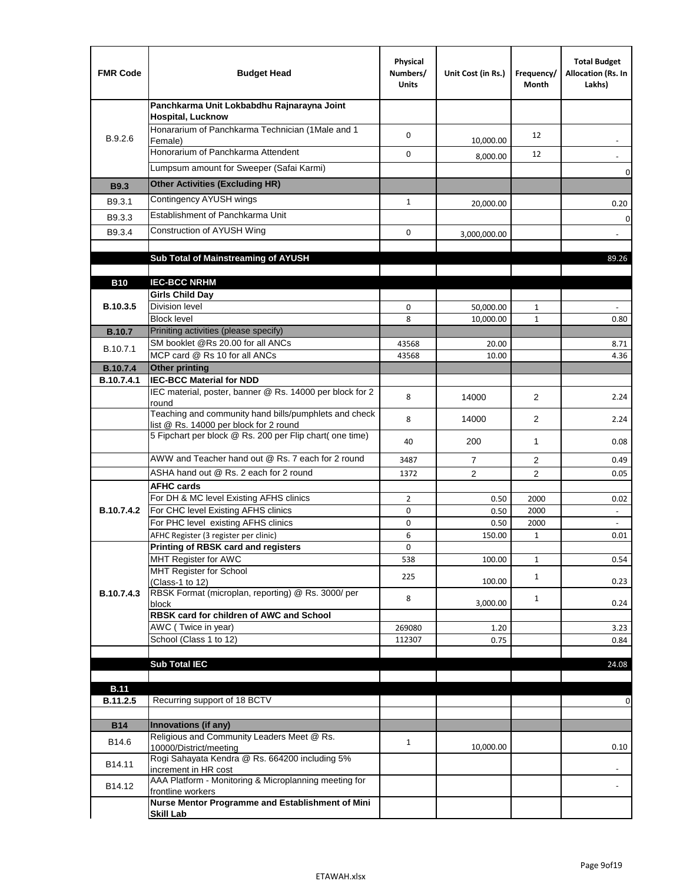| FMR Code | Budget Head | Physical Numbers/ Units | Unit Cost (in Rs.) | Frequency/ Month | Total Budget Allocation (Rs. In Lakhs) |
|---|---|---|---|---|---|
| B.9.2.6 | **Panchkarma Unit Lokbabdhu Rajnarayna Joint Hospital, Lucknow** | | | | |
| | Honararium of Panchkarma Technician (1Male and 1 Female) | 0 | 10,000.00 | 12 | - |
| | Honorarium of Panchkarma Attendent | 0 | 8,000.00 | 12 | - |
| | Lumpsum amount for Sweeper (Safai Karmi) | | | | 0 |
| **B9.3** | **Other Activities (Excluding HR)** | | | | |
| B9.3.1 | Contingency AYUSH wings | 1 | 20,000.00 | | 0.20 |
| B9.3.3 | Establishment of Panchkarma Unit | | | | 0 |
| B9.3.4 | Construction of AYUSH Wing | 0 | 3,000,000.00 | | - |
| | | | | | |
| | **Sub Total of Mainstreaming of AYUSH** | | | | 89.26 |
| | | | | | |
| **B10** | **IEC-BCC NRHM** | | | | |
| **B.10.3.5** | **Girls Child Day** | | | | |
| | Division level | 0 | 50,000.00 | 1 | - |
| | Block level | 8 | 10,000.00 | 1 | 0.80 |
| **B.10.7** | Priniting activities (please specify) | | | | |
| B.10.7.1 | SM booklet @Rs 20.00 for all ANCs | 43568 | 20.00 | | 8.71 |
| | MCP card @ Rs 10 for all ANCs | 43568 | 10.00 | | 4.36 |
| **B.10.7.4** | **Other printing** | | | | |
| **B.10.7.4.1** | **IEC-BCC Material for NDD** | | | | |
| | IEC material, poster, banner @ Rs. 14000 per block for 2 round | 8 | 14000 | 2 | 2.24 |
| | Teaching and community hand bills/pumphlets and check list @ Rs. 14000 per block for 2 round | 8 | 14000 | 2 | 2.24 |
| | 5 Fipchart per block @ Rs. 200 per Flip chart( one time) | 40 | 200 | 1 | 0.08 |
| | AWW and Teacher hand out @ Rs. 7 each for 2 round | 3487 | 7 | 2 | 0.49 |
| | ASHA hand out @ Rs. 2 each for 2 round | 1372 | 2 | 2 | 0.05 |
| **B.10.7.4.2** | **AFHC cards** | | | | |
| | For DH & MC level Existing AFHS clinics | 2 | 0.50 | 2000 | 0.02 |
| | For CHC level Existing AFHS clinics | 0 | 0.50 | 2000 | - |
| | For PHC level existing AFHS clinics | 0 | 0.50 | 2000 | - |
| | AFHC Register (3 register per clinic) | 6 | 150.00 | 1 | 0.01 |
| **B.10.7.4.3** | **Printing of RBSK card and registers** | 0 | | | |
| | MHT Register for AWC | 538 | 100.00 | 1 | 0.54 |
| | MHT Register for School (Class-1 to 12) | 225 | 100.00 | 1 | 0.23 |
| | RBSK Format (microplan, reporting) @ Rs. 3000/ per block | 8 | 3,000.00 | 1 | 0.24 |
| | **RBSK card for children of AWC and School** | | | | |
| | AWC ( Twice in year) | 269080 | 1.20 | | 3.23 |
| | School (Class 1 to 12) | 112307 | 0.75 | | 0.84 |
| | | | | | |
| | **Sub Total IEC** | | | | 24.08 |
| | | | | | |
| **B.11** | | | | | |
| **B.11.2.5** | Recurring support of 18 BCTV | | | | 0 |
| | | | | | |
| **B14** | **Innovations (if any)** | | | | |
| B14.6 | Religious and Community Leaders Meet @ Rs. 10000/District/meeting | 1 | 10,000.00 | | 0.10 |
| B14.11 | Rogi Sahayata Kendra @ Rs. 664200 including 5% increment in HR cost | | | | - |
| B14.12 | AAA Platform - Monitoring & Microplanning meeting for frontline workers | | | | - |
| | **Nurse Mentor Programme and Establishment of Mini Skill Lab** | | | | |

ETAWAH.xlsx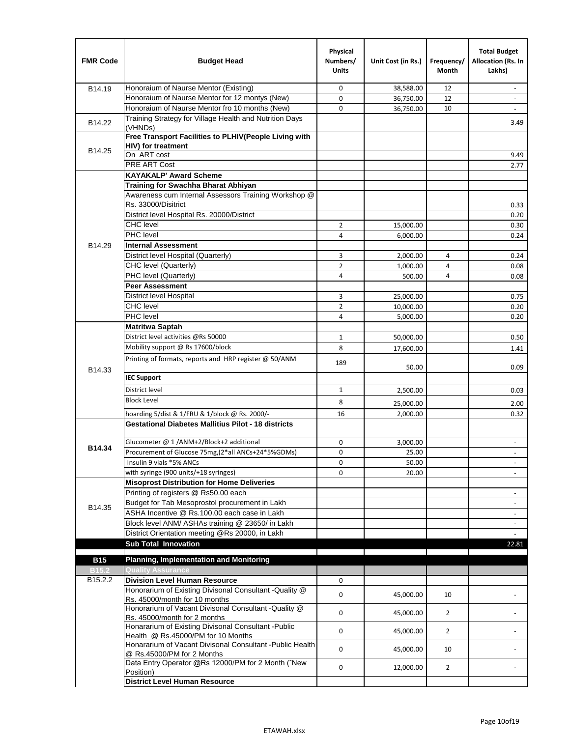| FMR Code | Budget Head | Physical Numbers/ Units | Unit Cost (in Rs.) | Frequency/ Month | Total Budget Allocation (Rs. In Lakhs) |
|---|---|---|---|---|---|
| B14.19 | Honoraium of Naurse Mentor (Existing) | 0 | 38,588.00 | 12 | - |
| | Honoraium of Naurse Mentor for 12 montys (New) | 0 | 36,750.00 | 12 | - |
| | Honoraium of Naurse Mentor fro 10 months (New) | 0 | 36,750.00 | 10 | - |
| B14.22 | Training Strategy for Village Health and Nutrition Days (VHNDs) | | | | 3.49 |
| B14.25 | **Free Transport Facilities to PLHIV(People Living with HIV) for treatment** | | | | |
| | On ART cost | | | | 9.49 |
| | PRE ART Cost | | | | 2.77 |
| B14.29 | **KAYAKALP' Award Scheme** | | | | |
| | **Training for Swachha Bharat Abhiyan** | | | | |
| | Awareness cum Internal Assessors Training Workshop @ Rs. 33000/Disitrict | | | | 0.33 |
| | District level Hospital Rs. 20000/District | | | | 0.20 |
| | CHC level | 2 | 15,000.00 | | 0.30 |
| | PHC level | 4 | 6,000.00 | | 0.24 |
| | **Internal Assessment** | | | | |
| | District level Hospital (Quarterly) | 3 | 2,000.00 | 4 | 0.24 |
| | CHC level (Quarterly) | 2 | 1,000.00 | 4 | 0.08 |
| | PHC level (Quarterly) | 4 | 500.00 | 4 | 0.08 |
| | **Peer Assessment** | | | | |
| | District level Hospital | 3 | 25,000.00 | | 0.75 |
| | CHC level | 2 | 10,000.00 | | 0.20 |
| | PHC level | 4 | 5,000.00 | | 0.20 |
| B14.33 | **Matritwa Saptah** | | | | |
| | District level activities @Rs 50000 | 1 | 50,000.00 | | 0.50 |
| | Mobility support @ Rs 17600/block | 8 | 17,600.00 | | 1.41 |
| | Printing of formats, reports and HRP register @ 50/ANM | 189 | 50.00 | | 0.09 |
| | **IEC Support** | | | | |
| | District level | 1 | 2,500.00 | | 0.03 |
| | Block Level | 8 | 25,000.00 | | 2.00 |
| | hoarding 5/dist & 1/FRU & 1/block @ Rs. 2000/- | 16 | 2,000.00 | | 0.32 |
| **B14.34** | **Gestational Diabetes Mallitius Pilot - 18 districts** | | | | |
| | Glucometer @ 1 /ANM+2/Block+2 additional | 0 | 3,000.00 | | - |
| | Procurement of Glucose 75mg,(2*all ANCs+24*5%GDMs) | 0 | 25.00 | | - |
| | Insulin 9 vials *5% ANCs | 0 | 50.00 | | - |
| | with syringe (900 units/+18 syringes) | 0 | 20.00 | | - |
| B14.35 | **Misoprost Distribution for Home Deliveries** | | | | |
| | Printing of registers @ Rs50.00 each | | | | - |
| | Budget for Tab Mesoprostol procurement in Lakh | | | | - |
| | ASHA Incentive @ Rs.100.00 each case in Lakh | | | | - |
| | Block level ANM/ ASHAs training @ 23650/ in Lakh | | | | - |
| | District Orientation meeting @Rs 20000, in Lakh | | | | - |
| | **Sub Total Innovation** | | | | 22.81 |
| **B15** | **Planning, Implementation and Monitoring** | | | | |
| **B15.2** | **Quality Assurance** | | | | |
| B15.2.2 | **Division Level Human Resource** | 0 | | | |
| | Honorarium of Existing Divisonal Consultant -Quality @ Rs. 45000/month for 10 months | 0 | 45,000.00 | 10 | - |
| | Honorarium of Vacant Divisonal Consultant -Quality @ Rs. 45000/month for 2 months | 0 | 45,000.00 | 2 | - |
| | Honararium of Existing Divisonal Consultant -Public Health @ Rs.45000/PM for 10 Months | 0 | 45,000.00 | 2 | - |
| | Honararium of Vacant Divisonal Consultant -Public Health @ Rs.45000/PM for 2 Months | 0 | 45,000.00 | 10 | - |
| | Data Entry Operator @Rs 12000/PM for 2 Month ("New Position) | 0 | 12,000.00 | 2 | - |
| | **District Level Human Resource** | | | | |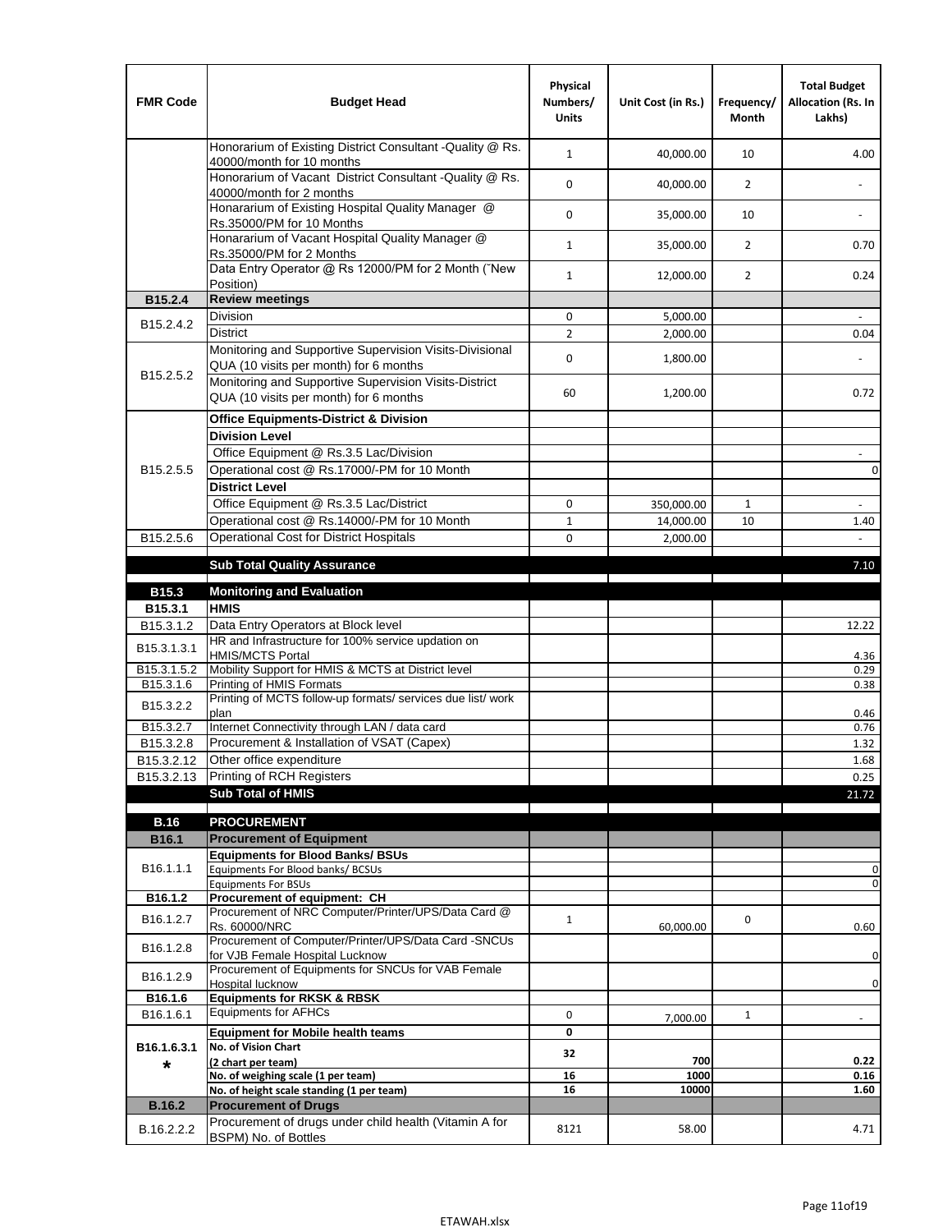| FMR Code | Budget Head | Physical Numbers/ Units | Unit Cost (in Rs.) | Frequency/ Month | Total Budget Allocation (Rs. In Lakhs) |
|---|---|---|---|---|---|
| | Honorarium of Existing District Consultant -Quality @ Rs. 40000/month for 10 months | 1 | 40,000.00 | 10 | 4.00 |
| | Honorarium of Vacant District Consultant -Quality @ Rs. 40000/month for 2 months | 0 | 40,000.00 | 2 | - |
| | Honararium of Existing Hospital Quality Manager @ Rs.35000/PM for 10 Months | 0 | 35,000.00 | 10 | - |
| | Honararium of Vacant Hospital Quality Manager @ Rs.35000/PM for 2 Months | 1 | 35,000.00 | 2 | 0.70 |
| | Data Entry Operator @ Rs 12000/PM for 2 Month (˜New Position) | 1 | 12,000.00 | 2 | 0.24 |
| **B15.2.4** | **Review meetings** | | | | |
| B15.2.4.2 | Division | 0 | 5,000.00 | | - |
| | District | 2 | 2,000.00 | | 0.04 |
| B15.2.5.2 | Monitoring and Supportive Supervision Visits-Divisional QUA (10 visits per month) for 6 months | 0 | 1,800.00 | | - |
| | Monitoring and Supportive Supervision Visits-District QUA (10 visits per month) for 6 months | 60 | 1,200.00 | | 0.72 |
| B15.2.5.5 | **Office Equipments-District & Division** | | | | |
| | **Division Level** | | | | |
| | Office Equipment @ Rs.3.5 Lac/Division | | | | - |
| | Operational cost @ Rs.17000/-PM for 10 Month | | | | 0 |
| | **District Level** | | | | |
| | Office Equipment @ Rs.3.5 Lac/District | 0 | 350,000.00 | 1 | - |
| | Operational cost @ Rs.14000/-PM for 10 Month | 1 | 14,000.00 | 10 | 1.40 |
| B15.2.5.6 | Operational Cost for District Hospitals | 0 | 2,000.00 | | - |
| | **Sub Total Quality Assurance** | | | | 7.10 |
| **B15.3** | **Monitoring and Evaluation** | | | | |
| **B15.3.1** | **HMIS** | | | | |
| B15.3.1.2 | Data Entry Operators at Block level | | | | 12.22 |
| B15.3.1.3.1 | HR and Infrastructure for 100% service updation on HMIS/MCTS Portal | | | | 4.36 |
| B15.3.1.5.2 | Mobility Support for HMIS & MCTS at District level | | | | 0.29 |
| B15.3.1.6 | Printing of HMIS Formats | | | | 0.38 |
| B15.3.2.2 | Printing of MCTS follow-up formats/ services due list/ work plan | | | | 0.46 |
| B15.3.2.7 | Internet Connectivity through LAN / data card | | | | 0.76 |
| B15.3.2.8 | Procurement & Installation of VSAT (Capex) | | | | 1.32 |
| B15.3.2.12 | Other office expenditure | | | | 1.68 |
| B15.3.2.13 | Printing of RCH Registers | | | | 0.25 |
| | **Sub Total of HMIS** | | | | 21.72 |
| **B.16** | **PROCUREMENT** | | | | |
| **B16.1** | **Procurement of Equipment** | | | | |
| B16.1.1.1 | **Equipments for Blood Banks/ BSUs** | | | | |
| | Equipments For Blood banks/ BCSUs | | | | 0 |
| | Equipments For BSUs | | | | 0 |
| **B16.1.2** | **Procurement of equipment: CH** | | | | |
| B16.1.2.7 | Procurement of NRC Computer/Printer/UPS/Data Card @ Rs. 60000/NRC | 1 | 60,000.00 | 0 | 0.60 |
| B16.1.2.8 | Procurement of Computer/Printer/UPS/Data Card -SNCUs for VJB Female Hospital Lucknow | | | | 0 |
| B16.1.2.9 | Procurement of Equipments for SNCUs for VAB Female Hospital lucknow | | | | 0 |
| **B16.1.6** | **Equipments for RKSK & RBSK** | | | | |
| B16.1.6.1 | Equipments for AFHCs | 0 | 7,000.00 | 1 | - |
| **B16.1.6.3.1 *** | **Equipment for Mobile health teams** | **0** | | | |
| | **No. of Vision Chart (2 chart per team)** | **32** | **700** | | **0.22** |
| | **No. of weighing scale (1 per team)** | **16** | **1000** | | **0.16** |
| | **No. of height scale standing (1 per team)** | **16** | **10000** | | **1.60** |
| **B.16.2** | **Procurement of Drugs** | | | | |
| B.16.2.2.2 | Procurement of drugs under child health (Vitamin A for BSPM) No. of Bottles | 8121 | 58.00 | | 4.71 |

ETAWAH.xlsx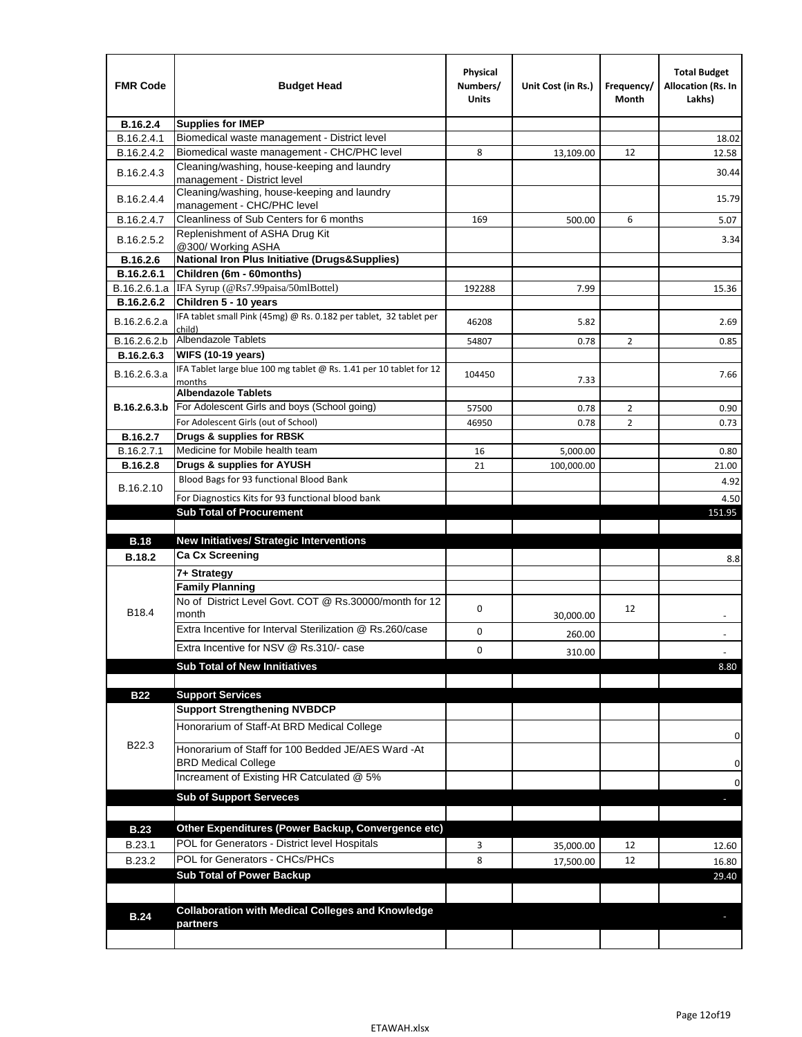| FMR Code | Budget Head | Physical Numbers/ Units | Unit Cost (in Rs.) | Frequency/ Month | Total Budget Allocation (Rs. In Lakhs) |
|---|---|---|---|---|---|
| **B.16.2.4** | **Supplies for IMEP** | | | | |
| B.16.2.4.1 | Biomedical waste management - District level | | | | 18.02 |
| B.16.2.4.2 | Biomedical waste management - CHC/PHC level | 8 | 13,109.00 | 12 | 12.58 |
| B.16.2.4.3 | Cleaning/washing, house-keeping and laundry management - District level | | | | 30.44 |
| B.16.2.4.4 | Cleaning/washing, house-keeping and laundry management - CHC/PHC level | | | | 15.79 |
| B.16.2.4.7 | Cleanliness of Sub Centers for 6 months | 169 | 500.00 | 6 | 5.07 |
| B.16.2.5.2 | Replenishment of ASHA Drug Kit @300/ Working ASHA | | | | 3.34 |
| **B.16.2.6** | **National Iron Plus Initiative (Drugs&Supplies)** | | | | |
| **B.16.2.6.1** | **Children (6m - 60months)** | | | | |
| B.16.2.6.1.a | IFA Syrup (@Rs7.99paisa/50mlBottel) | 192288 | 7.99 | | 15.36 |
| **B.16.2.6.2** | **Children 5 - 10 years** | | | | |
| B.16.2.6.2.a | IFA tablet small Pink (45mg) @ Rs. 0.182 per tablet, 32 tablet per child) | 46208 | 5.82 | | 2.69 |
| B.16.2.6.2.b | Albendazole Tablets | 54807 | 0.78 | 2 | 0.85 |
| **B.16.2.6.3** | **WIFS (10-19 years)** | | | | |
| B.16.2.6.3.a | IFA Tablet large blue 100 mg tablet @ Rs. 1.41 per 10 tablet for 12 months | 104450 | 7.33 | | 7.66 |
| **B.16.2.6.3.b** | **Albendazole Tablets** | | | | |
| | For Adolescent Girls and boys (School going) | 57500 | 0.78 | 2 | 0.90 |
| | For Adolescent Girls (out of School) | 46950 | 0.78 | 2 | 0.73 |
| **B.16.2.7** | **Drugs & supplies for RBSK** | | | | |
| B.16.2.7.1 | Medicine for Mobile health team | 16 | 5,000.00 | | 0.80 |
| **B.16.2.8** | **Drugs & supplies for AYUSH** | 21 | 100,000.00 | | 21.00 |
| B.16.2.10 | Blood Bags for 93 functional Blood Bank | | | | 4.92 |
| | For Diagnostics Kits for 93 functional blood bank | | | | 4.50 |
| | **Sub Total of Procurement** | | | | 151.95 |
| | | | | | |
| **B.18** | **New Initiatives/ Strategic Interventions** | | | | |
| **B.18.2** | **Ca Cx Screening** | | | | 8.8 |
| B18.4 | **7+ Strategy** | | | | |
| | **Family Planning** | | | | |
| | No of District Level Govt. COT @ Rs.30000/month for 12 month | 0 | 30,000.00 | 12 | - |
| | Extra Incentive for Interval Sterilization @ Rs.260/case | 0 | 260.00 | | - |
| | Extra Incentive for NSV @ Rs.310/- case | 0 | 310.00 | | - |
| | **Sub Total of New Innitiatives** | | | | 8.80 |
| | | | | | |
| **B22** | **Support Services** | | | | |
| B22.3 | **Support Strengthening NVBDCP** | | | | |
| | Honorarium of Staff-At BRD Medical College | | | | 0 |
| | Honorarium of Staff for 100 Bedded JE/AES Ward -At BRD Medical College | | | | 0 |
| | Increament of Existing HR Catculated @ 5% | | | | 0 |
| | **Sub of Support Serveces** | | | | - |
| | | | | | |
| **B.23** | **Other Expenditures (Power Backup, Convergence etc)** | | | | |
| B.23.1 | POL for Generators - District level Hospitals | 3 | 35,000.00 | 12 | 12.60 |
| B.23.2 | POL for Generators - CHCs/PHCs | 8 | 17,500.00 | 12 | 16.80 |
| | **Sub Total of Power Backup** | | | | 29.40 |
| | | | | | |
| **B.24** | **Collaboration with Medical Colleges and Knowledge partners** | | | | - |
| | | | | | |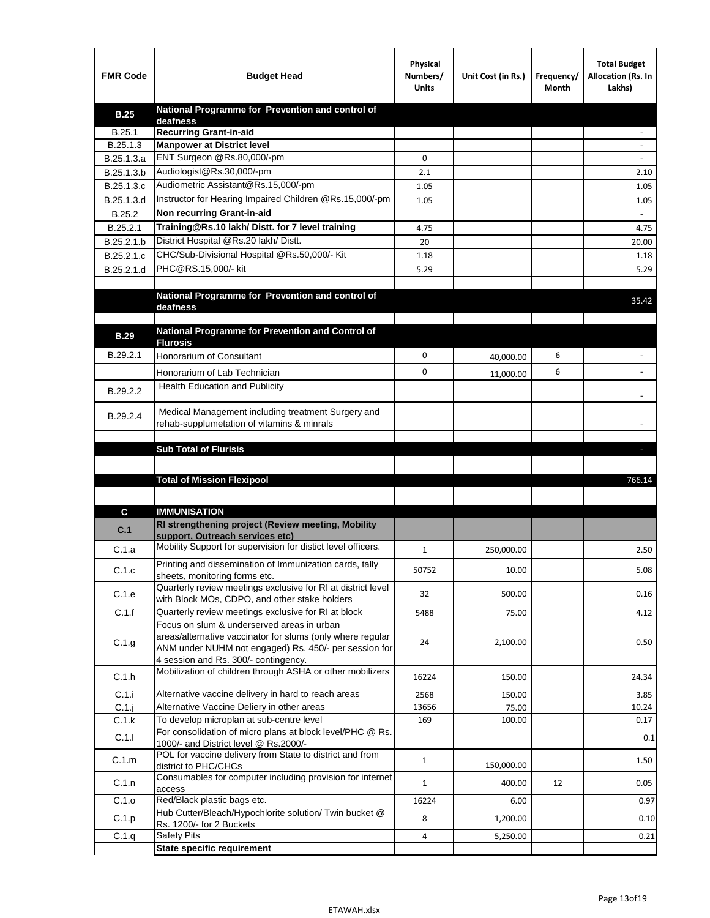| FMR Code | Budget Head | Physical Numbers/ Units | Unit Cost (in Rs.) | Frequency/ Month | Total Budget Allocation (Rs. In Lakhs) |
|---|---|---|---|---|---|
| **B.25** | **National Programme for Prevention and control of deafness** | | | | |
| B.25.1 | **Recurring Grant-in-aid** | | | | - |
| B.25.1.3 | **Manpower at District level** | | | | - |
| B.25.1.3.a | ENT Surgeon @Rs.80,000/-pm | 0 | | | - |
| B.25.1.3.b | Audiologist@Rs.30,000/-pm | 2.1 | | | 2.10 |
| B.25.1.3.c | Audiometric Assistant@Rs.15,000/-pm | 1.05 | | | 1.05 |
| B.25.1.3.d | Instructor for Hearing Impaired Children @Rs.15,000/-pm | 1.05 | | | 1.05 |
| B.25.2 | **Non recurring Grant-in-aid** | | | | - |
| B.25.2.1 | **Training@Rs.10 lakh/ Distt. for 7 level training** | 4.75 | | | 4.75 |
| B.25.2.1.b | District Hospital @Rs.20 lakh/ Distt. | 20 | | | 20.00 |
| B.25.2.1.c | CHC/Sub-Divisional Hospital @Rs.50,000/- Kit | 1.18 | | | 1.18 |
| B.25.2.1.d | PHC@RS.15,000/- kit | 5.29 | | | 5.29 |
| | | | | | |
| | **National Programme for Prevention and control of deafness** | | | | 35.42 |
| | | | | | |
| **B.29** | **National Programme for Prevention and Control of Flurosis** | | | | |
| B.29.2.1 | Honorarium of Consultant | 0 | 40,000.00 | 6 | - |
| | Honorarium of Lab Technician | 0 | 11,000.00 | 6 | - |
| B.29.2.2 | Health Education and Publicity | | | | - |
| B.29.2.4 | Medical Management including treatment Surgery and rehab-supplumetation of vitamins & minrals | | | | - |
| | | | | | |
| | **Sub Total of Flurisis** | | | | - |
| | | | | | |
| | **Total of Mission Flexipool** | | | | 766.14 |
| | | | | | |
| **C** | **IMMUNISATION** | | | | |
| **C.1** | **RI strengthening project (Review meeting, Mobility support, Outreach services etc)** | | | | |
| C.1.a | Mobility Support for supervision for distict level officers. | 1 | 250,000.00 | | 2.50 |
| C.1.c | Printing and dissemination of Immunization cards, tally sheets, monitoring forms etc. | 50752 | 10.00 | | 5.08 |
| C.1.e | Quarterly review meetings exclusive for RI at district level with Block MOs, CDPO, and other stake holders | 32 | 500.00 | | 0.16 |
| C.1.f | Quarterly review meetings exclusive for RI at block | 5488 | 75.00 | | 4.12 |
| C.1.g | Focus on slum & underserved areas in urban areas/alternative vaccinator for slums (only where regular ANM under NUHM not engaged) Rs. 450/- per session for 4 session and Rs. 300/- contingency. | 24 | 2,100.00 | | 0.50 |
| C.1.h | Mobilization of children through ASHA or other mobilizers | 16224 | 150.00 | | 24.34 |
| C.1.i | Alternative vaccine delivery in hard to reach areas | 2568 | 150.00 | | 3.85 |
| C.1.j | Alternative Vaccine Deliery in other areas | 13656 | 75.00 | | 10.24 |
| C.1.k | To develop microplan at sub-centre level | 169 | 100.00 | | 0.17 |
| C.1.l | For consolidation of micro plans at block level/PHC @ Rs. 1000/- and District level @ Rs.2000/- | | | | 0.1 |
| C.1.m | POL for vaccine delivery from State to district and from district to PHC/CHCs | 1 | 150,000.00 | | 1.50 |
| C.1.n | Consumables for computer including provision for internet access | 1 | 400.00 | 12 | 0.05 |
| C.1.o | Red/Black plastic bags etc. | 16224 | 6.00 | | 0.97 |
| C.1.p | Hub Cutter/Bleach/Hypochlorite solution/ Twin bucket @ Rs. 1200/- for 2 Buckets | 8 | 1,200.00 | | 0.10 |
| C.1.q | Safety Pits | 4 | 5,250.00 | | 0.21 |
| | **State specific requirement** | | | | |

ETAWAH.xlsx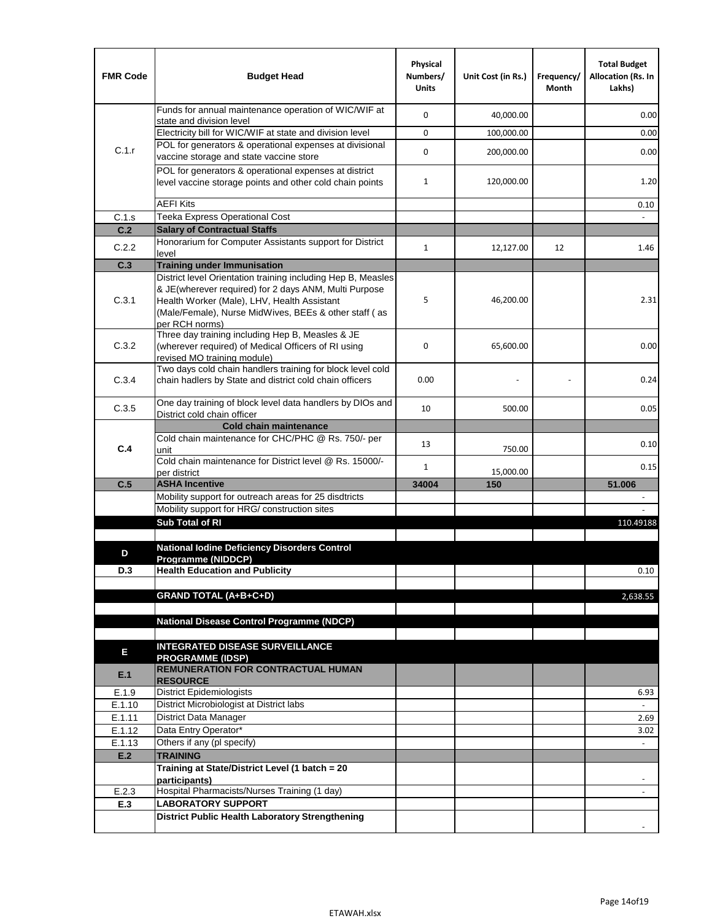| FMR Code | Budget Head | Physical Numbers/ Units | Unit Cost (in Rs.) | Frequency/ Month | Total Budget Allocation (Rs. In Lakhs) |
|---|---|---|---|---|---|
| C.1.r | Funds for annual maintenance operation of WIC/WIF at state and division level | 0 | 40,000.00 | | 0.00 |
| | Electricity bill for WIC/WIF at state and division level | 0 | 100,000.00 | | 0.00 |
| | POL for generators & operational expenses at divisional vaccine storage and state vaccine store | 0 | 200,000.00 | | 0.00 |
| | POL for generators & operational expenses at district level vaccine storage points and other cold chain points | 1 | 120,000.00 | | 1.20 |
| | AEFI Kits | | | | 0.10 |
| C.1.s | Teeka Express Operational Cost | | | | - |
| **C.2** | **Salary of Contractual Staffs** | | | | |
| C.2.2 | Honorarium for Computer Assistants support for District level | 1 | 12,127.00 | 12 | 1.46 |
| **C.3** | **Training under Immunisation** | | | | |
| C.3.1 | District level Orientation training including Hep B, Measles & JE(wherever required) for 2 days ANM, Multi Purpose Health Worker (Male), LHV, Health Assistant (Male/Female), Nurse MidWives, BEEs & other staff ( as per RCH norms) | 5 | 46,200.00 | | 2.31 |
| C.3.2 | Three day training including Hep B, Measles & JE (wherever required) of Medical Officers of RI using revised MO training module) | 0 | 65,600.00 | | 0.00 |
| C.3.4 | Two days cold chain handlers training for block level cold chain hadlers by State and district cold chain officers | 0.00 | - | - | 0.24 |
| C.3.5 | One day training of block level data handlers by DIOs and District cold chain officer | 10 | 500.00 | | 0.05 |
| **C.4** | **Cold chain maintenance** | | | | |
| | Cold chain maintenance for CHC/PHC @ Rs. 750/- per unit | 13 | 750.00 | | 0.10 |
| | Cold chain maintenance for District level @ Rs. 15000/- per district | 1 | 15,000.00 | | 0.15 |
| **C.5** | **ASHA Incentive** | **34004** | **150** | | **51.006** |
| | Mobility support for outreach areas for 25 disdtricts | | | | - |
| | Mobility support for HRG/ construction sites | | | | - |
| | **Sub Total of RI** | | | | 110.49188 |
| | | | | | |
| **D** | **National Iodine Deficiency Disorders Control Programme (NIDDCP)** | | | | |
| **D.3** | **Health Education and Publicity** | | | | 0.10 |
| | | | | | |
| | **GRAND TOTAL (A+B+C+D)** | | | | 2,638.55 |
| | | | | | |
| | **National Disease Control Programme (NDCP)** | | | | |
| | | | | | |
| **E** | **INTEGRATED DISEASE SURVEILLANCE PROGRAMME (IDSP)** | | | | |
| **E.1** | **REMUNERATION FOR CONTRACTUAL HUMAN RESOURCE** | | | | |
| E.1.9 | District Epidemiologists | | | | 6.93 |
| E.1.10 | District Microbiologist at District labs | | | | - |
| E.1.11 | District Data Manager | | | | 2.69 |
| E.1.12 | Data Entry Operator* | | | | 3.02 |
| E.1.13 | Others if any (pl specify) | | | | - |
| **E.2** | **TRAINING** | | | | |
| | **Training at State/District Level (1 batch = 20 participants)** | | | | - |
| E.2.3 | Hospital Pharmacists/Nurses Training (1 day) | | | | - |
| **E.3** | **LABORATORY SUPPORT** | | | | |
| | **District Public Health Laboratory Strengthening** | | | | - |

ETAWAH.xlsx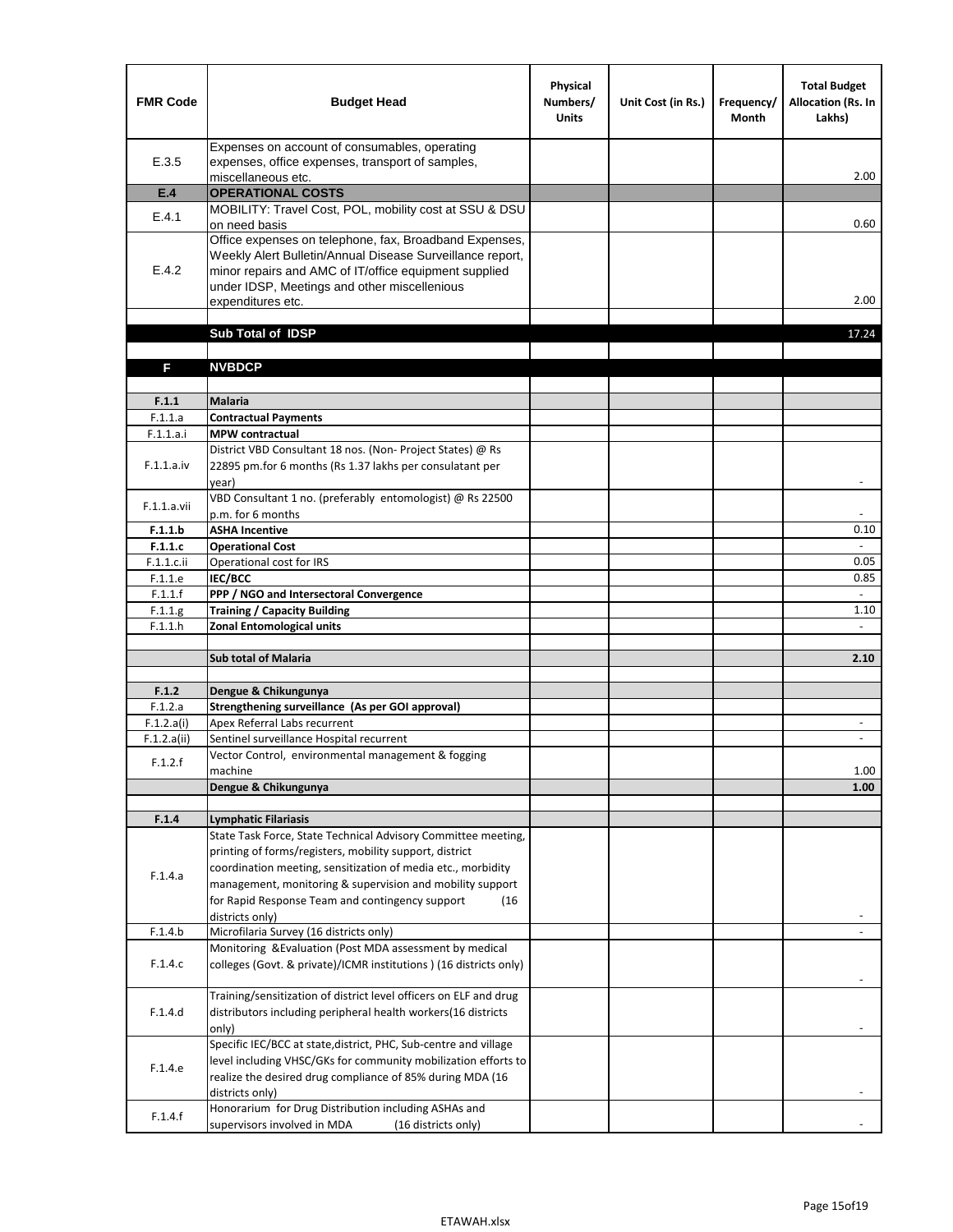| FMR Code | Budget Head | Physical Numbers/ Units | Unit Cost (in Rs.) | Frequency/ Month | Total Budget Allocation (Rs. In Lakhs) |
|---|---|---|---|---|---|
| E.3.5 | Expenses on account of consumables, operating expenses, office expenses, transport of samples, miscellaneous etc. | | | | 2.00 |
| **E.4** | **OPERATIONAL COSTS** | | | | |
| E.4.1 | MOBILITY: Travel Cost, POL, mobility cost at SSU & DSU on need basis | | | | 0.60 |
| E.4.2 | Office expenses on telephone, fax, Broadband Expenses, Weekly Alert Bulletin/Annual Disease Surveillance report, minor repairs and AMC of IT/office equipment supplied under IDSP, Meetings and other miscellenious expenditures etc. | | | | 2.00 |
| | | | | | |
| | **Sub Total of IDSP** | | | | 17.24 |
| | | | | | |
| **F** | **NVBDCP** | | | | |
| | | | | | |
| **F.1.1** | **Malaria** | | | | |
| F.1.1.a | **Contractual Payments** | | | | |
| F.1.1.a.i | **MPW contractual** | | | | |
| F.1.1.a.iv | District VBD Consultant 18 nos. (Non- Project States) @ Rs 22895 pm.for 6 months (Rs 1.37 lakhs per consulatant per year) | | | | - |
| F.1.1.a.vii | VBD Consultant 1 no. (preferably entomologist) @ Rs 22500 p.m. for 6 months | | | | - |
| **F.1.1.b** | **ASHA Incentive** | | | | 0.10 |
| **F.1.1.c** | **Operational Cost** | | | | - |
| F.1.1.c.ii | Operational cost for IRS | | | | 0.05 |
| F.1.1.e | **IEC/BCC** | | | | 0.85 |
| F.1.1.f | **PPP / NGO and Intersectoral Convergence** | | | | - |
| F.1.1.g | **Training / Capacity Building** | | | | 1.10 |
| F.1.1.h | **Zonal Entomological units** | | | | - |
| | | | | | |
| | **Sub total of Malaria** | | | | **2.10** |
| | | | | | |
| **F.1.2** | **Dengue & Chikungunya** | | | | |
| F.1.2.a | **Strengthening surveillance (As per GOI approval)** | | | | |
| F.1.2.a(i) | Apex Referral Labs recurrent | | | | - |
| F.1.2.a(ii) | Sentinel surveillance Hospital recurrent | | | | - |
| F.1.2.f | Vector Control, environmental management & fogging machine | | | | 1.00 |
| | **Dengue & Chikungunya** | | | | **1.00** |
| | | | | | |
| **F.1.4** | **Lymphatic Filariasis** | | | | |
| F.1.4.a | State Task Force, State Technical Advisory Committee meeting, printing of forms/registers, mobility support, district coordination meeting, sensitization of media etc., morbidity management, monitoring & supervision and mobility support for Rapid Response Team and contingency support (16 districts only) | | | | - |
| F.1.4.b | Microfilaria Survey (16 districts only) | | | | - |
| F.1.4.c | Monitoring &Evaluation (Post MDA assessment by medical colleges (Govt. & private)/ICMR institutions ) (16 districts only) | | | | - |
| F.1.4.d | Training/sensitization of district level officers on ELF and drug distributors including peripheral health workers(16 districts only) | | | | - |
| F.1.4.e | Specific IEC/BCC at state,district, PHC, Sub-centre and village level including VHSC/GKs for community mobilization efforts to realize the desired drug compliance of 85% during MDA (16 districts only) | | | | - |
| F.1.4.f | Honorarium for Drug Distribution including ASHAs and supervisors involved in MDA (16 districts only) | | | | - |

ETAWAH.xlsx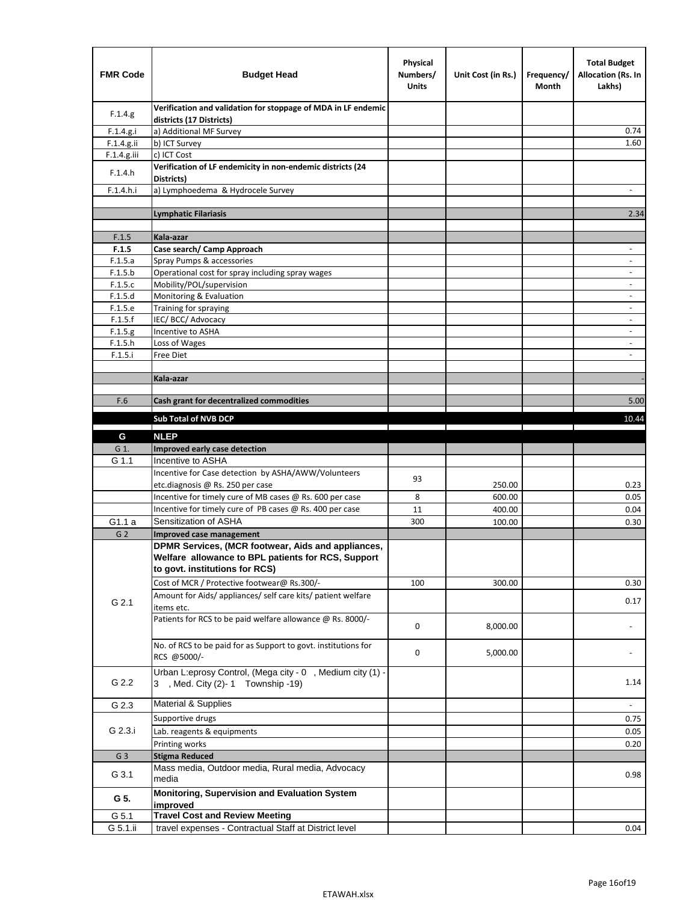| FMR Code | Budget Head | Physical Numbers/ Units | Unit Cost (in Rs.) | Frequency/ Month | Total Budget Allocation (Rs. In Lakhs) |
|---|---|---|---|---|---|
| F.1.4.g | **Verification and validation for stoppage of MDA in LF endemic districts (17 Districts)** | | | | |
| F.1.4.g.i | a) Additional MF Survey | | | | 0.74 |
| F.1.4.g.ii | b) ICT Survey | | | | 1.60 |
| F.1.4.g.iii | c) ICT Cost | | | | |
| F.1.4.h | **Verification of LF endemicity in non-endemic districts (24 Districts)** | | | | |
| F.1.4.h.i | a) Lymphoedema & Hydrocele Survey | | | | - |
| | | | | | |
| | **Lymphatic Filariasis** | | | | 2.34 |
| | | | | | |
| F.1.5 | **Kala-azar** | | | | |
| **F.1.5** | **Case search/ Camp Approach** | | | | - |
| F.1.5.a | Spray Pumps & accessories | | | | - |
| F.1.5.b | Operational cost for spray including spray wages | | | | - |
| F.1.5.c | Mobility/POL/supervision | | | | - |
| F.1.5.d | Monitoring & Evaluation | | | | - |
| F.1.5.e | Training for spraying | | | | - |
| F.1.5.f | IEC/ BCC/ Advocacy | | | | - |
| F.1.5.g | Incentive to ASHA | | | | - |
| F.1.5.h | Loss of Wages | | | | - |
| F.1.5.i | Free Diet | | | | - |
| | | | | | |
| | **Kala-azar** | | | | - |
| | | | | | |
| F.6 | **Cash grant for decentralized commodities** | | | | 5.00 |
| | **Sub Total of NVB DCP** | | | | 10.44 |
| **G** | **NLEP** | | | | |
| G 1. | **Improved early case detection** | | | | |
| G 1.1 | Incentive to ASHA | | | | |
| | Incentive for Case detection by ASHA/AWW/Volunteers etc.diagnosis @ Rs. 250 per case | 93 | 250.00 | | 0.23 |
| | Incentive for timely cure of MB cases @ Rs. 600 per case | 8 | 600.00 | | 0.05 |
| | Incentive for timely cure of PB cases @ Rs. 400 per case | 11 | 400.00 | | 0.04 |
| G1.1 a | Sensitization of ASHA | 300 | 100.00 | | 0.30 |
| G 2 | **Improved case management** | | | | |
| G 2.1 | **DPMR Services, (MCR footwear, Aids and appliances, Welfare allowance to BPL patients for RCS, Support to govt. institutions for RCS)** | | | | |
| | Cost of MCR / Protective footwear@ Rs.300/- | 100 | 300.00 | | 0.30 |
| | Amount for Aids/ appliances/ self care kits/ patient welfare items etc. | | | | 0.17 |
| | Patients for RCS to be paid welfare allowance @ Rs. 8000/- | 0 | 8,000.00 | | - |
| | No. of RCS to be paid for as Support to govt. institutions for RCS @5000/- | 0 | 5,000.00 | | - |
| G 2.2 | Urban L:eprosy Control, (Mega city - 0 , Medium city (1) - 3 , Med. City (2)- 1 Township -19) | | | | 1.14 |
| G 2.3 | Material & Supplies | | | | - |
| G 2.3.i | Supportive drugs | | | | 0.75 |
| | Lab. reagents & equipments | | | | 0.05 |
| | Printing works | | | | 0.20 |
| G 3 | **Stigma Reduced** | | | | |
| G 3.1 | Mass media, Outdoor media, Rural media, Advocacy media | | | | 0.98 |
| **G 5.** | **Monitoring, Supervision and Evaluation System improved** | | | | |
| G 5.1 | **Travel Cost and Review Meeting** | | | | |
| G 5.1.ii | travel expenses - Contractual Staff at District level | | | | 0.04 |

ETAWAH.xlsx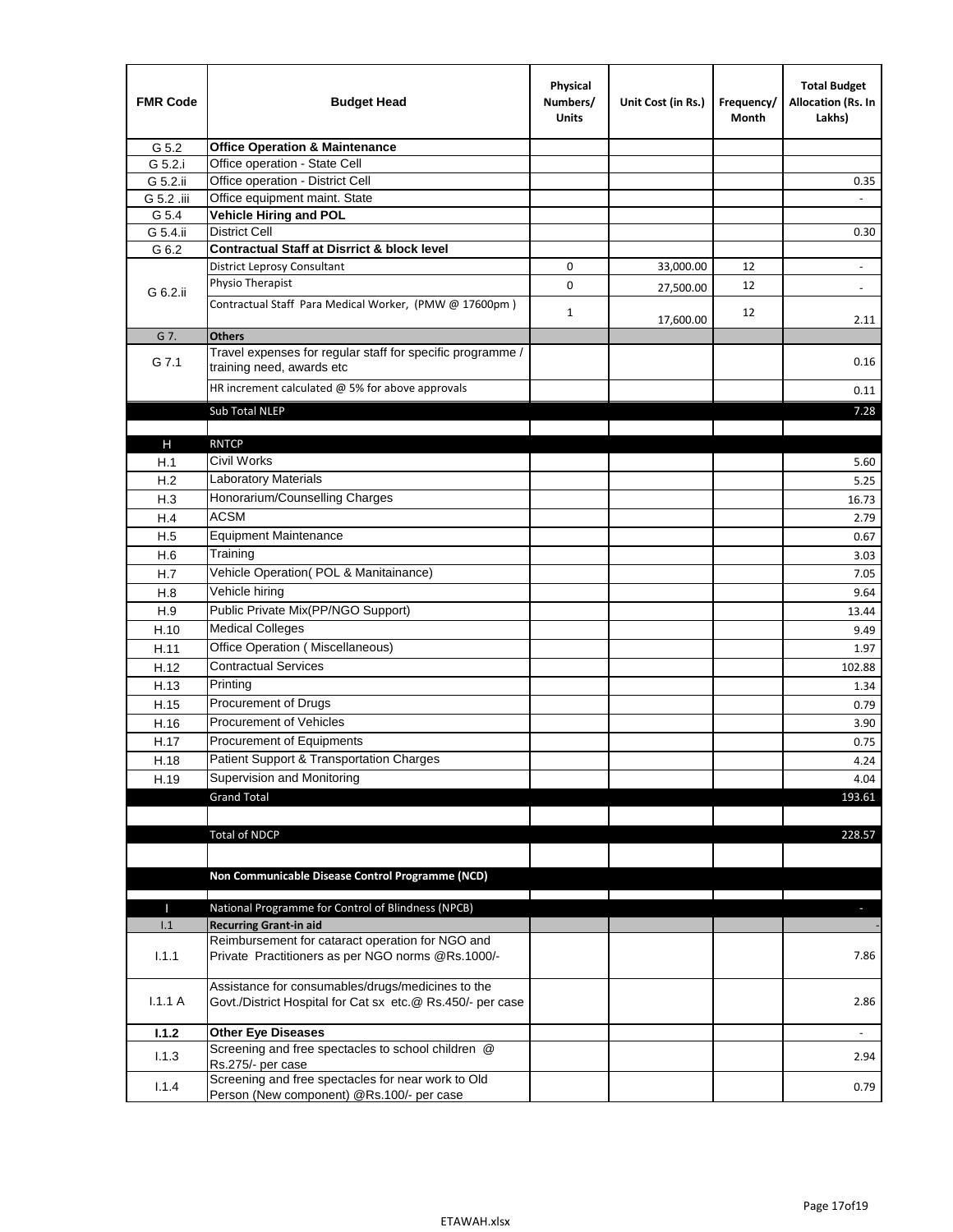| FMR Code | Budget Head | Physical Numbers/ Units | Unit Cost (in Rs.) | Frequency/ Month | Total Budget Allocation (Rs. In Lakhs) |
|---|---|---|---|---|---|
| G 5.2 | **Office Operation & Maintenance** | | | | |
| G 5.2.i | Office operation - State Cell | | | | |
| G 5.2.ii | Office operation - District Cell | | | | 0.35 |
| G 5.2 .iii | Office equipment maint. State | | | | - |
| G 5.4 | **Vehicle Hiring and POL** | | | | |
| G 5.4.ii | District Cell | | | | 0.30 |
| G 6.2 | **Contractual Staff at Disrrict & block level** | | | | |
| G 6.2.ii | District Leprosy Consultant | 0 | 33,000.00 | 12 | - |
| | Physio Therapist | 0 | 27,500.00 | 12 | - |
| | Contractual Staff Para Medical Worker, (PMW @ 17600pm ) | 1 | 17,600.00 | 12 | 2.11 |
| G 7. | **Others** | | | | |
| G 7.1 | Travel expenses for regular staff for specific programme / training need, awards etc | | | | 0.16 |
| | HR increment calculated @ 5% for above approvals | | | | 0.11 |
| | Sub Total NLEP | | | | 7.28 |
| | | | | | |
| H | RNTCP | | | | |
| H.1 | Civil Works | | | | 5.60 |
| H.2 | Laboratory Materials | | | | 5.25 |
| H.3 | Honorarium/Counselling Charges | | | | 16.73 |
| H.4 | ACSM | | | | 2.79 |
| H.5 | Equipment Maintenance | | | | 0.67 |
| H.6 | Training | | | | 3.03 |
| H.7 | Vehicle Operation( POL & Manitainance) | | | | 7.05 |
| H.8 | Vehicle hiring | | | | 9.64 |
| H.9 | Public Private Mix(PP/NGO Support) | | | | 13.44 |
| H.10 | Medical Colleges | | | | 9.49 |
| H.11 | Office Operation ( Miscellaneous) | | | | 1.97 |
| H.12 | Contractual Services | | | | 102.88 |
| H.13 | Printing | | | | 1.34 |
| H.15 | Procurement of Drugs | | | | 0.79 |
| H.16 | Procurement of Vehicles | | | | 3.90 |
| H.17 | Procurement of Equipments | | | | 0.75 |
| H.18 | Patient Support & Transportation Charges | | | | 4.24 |
| H.19 | Supervision and Monitoring | | | | 4.04 |
| | Grand Total | | | | 193.61 |
| | | | | | |
| | Total of NDCP | | | | 228.57 |
| | | | | | |
| | **Non Communicable Disease Control Programme (NCD)** | | | | |
| | | | | | |
| I | National Programme for Control of Blindness (NPCB) | | | | - |
| I.1 | **Recurring Grant-in aid** | | | | - |
| I.1.1 | Reimbursement for cataract operation for NGO and Private Practitioners as per NGO norms @Rs.1000/- | | | | 7.86 |
| I.1.1 A | Assistance for consumables/drugs/medicines to the Govt./District Hospital for Cat sx etc.@ Rs.450/- per case | | | | 2.86 |
| **I.1.2** | **Other Eye Diseases** | | | | - |
| I.1.3 | Screening and free spectacles to school children @ Rs.275/- per case | | | | 2.94 |
| I.1.4 | Screening and free spectacles for near work to Old Person (New component) @Rs.100/- per case | | | | 0.79 |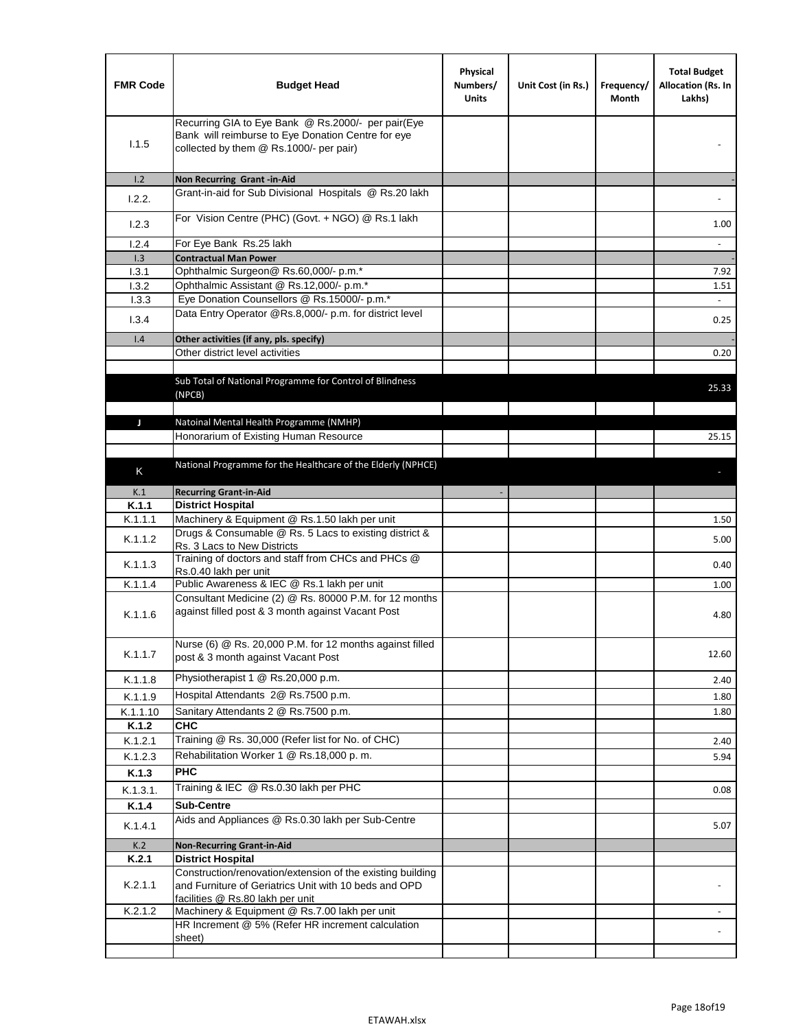| FMR Code | Budget Head | Physical Numbers/ Units | Unit Cost (in Rs.) | Frequency/ Month | Total Budget Allocation (Rs. In Lakhs) |
|---|---|---|---|---|---|
| I.1.5 | Recurring GIA to Eye Bank @ Rs.2000/- per pair(Eye Bank will reimburse to Eye Donation Centre for eye collected by them @ Rs.1000/- per pair) | | | | - |
| I.2 | **Non Recurring Grant -in-Aid** | | | | - |
| I.2.2. | Grant-in-aid for Sub Divisional Hospitals @ Rs.20 lakh | | | | - |
| I.2.3 | For Vision Centre (PHC) (Govt. + NGO) @ Rs.1 lakh | | | | 1.00 |
| I.2.4 | For Eye Bank Rs.25 lakh | | | | - |
| I.3 | **Contractual Man Power** | | | | - |
| I.3.1 | Ophthalmic Surgeon@ Rs.60,000/- p.m.* | | | | 7.92 |
| I.3.2 | Ophthalmic Assistant @ Rs.12,000/- p.m.* | | | | 1.51 |
| I.3.3 | Eye Donation Counsellors @ Rs.15000/- p.m.* | | | | - |
| I.3.4 | Data Entry Operator @Rs.8,000/- p.m. for district level | | | | 0.25 |
| I.4 | **Other activities (if any, pls. specify)** | | | | - |
| | Other district level activities | | | | 0.20 |
| | | | | | |
| | Sub Total of National Programme for Control of Blindness (NPCB) | | | | 25.33 |
| | | | | | |
| J | Natoinal Mental Health Programme (NMHP) | | | | |
| | Honorarium of Existing Human Resource | | | | 25.15 |
| | | | | | |
| K | National Programme for the Healthcare of the Elderly (NPHCE) | | | | - |
| K.1 | **Recurring Grant-in-Aid** | - | | | |
| **K.1.1** | **District Hospital** | | | | |
| K.1.1.1 | Machinery & Equipment @ Rs.1.50 lakh per unit | | | | 1.50 |
| K.1.1.2 | Drugs & Consumable @ Rs. 5 Lacs to existing district & Rs. 3 Lacs to New Districts | | | | 5.00 |
| K.1.1.3 | Training of doctors and staff from CHCs and PHCs @ Rs.0.40 lakh per unit | | | | 0.40 |
| K.1.1.4 | Public Awareness & IEC @ Rs.1 lakh per unit | | | | 1.00 |
| K.1.1.6 | Consultant Medicine (2) @ Rs. 80000 P.M. for 12 months against filled post & 3 month against Vacant Post | | | | 4.80 |
| K.1.1.7 | Nurse (6) @ Rs. 20,000 P.M. for 12 months against filled post & 3 month against Vacant Post | | | | 12.60 |
| K.1.1.8 | Physiotherapist 1 @ Rs.20,000 p.m. | | | | 2.40 |
| K.1.1.9 | Hospital Attendants 2@ Rs.7500 p.m. | | | | 1.80 |
| K.1.1.10 | Sanitary Attendants 2 @ Rs.7500 p.m. | | | | 1.80 |
| **K.1.2** | **CHC** | | | | |
| K.1.2.1 | Training @ Rs. 30,000 (Refer list for No. of CHC) | | | | 2.40 |
| K.1.2.3 | Rehabilitation Worker 1 @ Rs.18,000 p. m. | | | | 5.94 |
| **K.1.3** | **PHC** | | | | |
| K.1.3.1. | Training & IEC @ Rs.0.30 lakh per PHC | | | | 0.08 |
| **K.1.4** | **Sub-Centre** | | | | |
| K.1.4.1 | Aids and Appliances @ Rs.0.30 lakh per Sub-Centre | | | | 5.07 |
| K.2 | **Non-Recurring Grant-in-Aid** | | | | |
| **K.2.1** | **District Hospital** | | | | |
| K.2.1.1 | Construction/renovation/extension of the existing building and Furniture of Geriatrics Unit with 10 beds and OPD facilities @ Rs.80 lakh per unit | | | | - |
| K.2.1.2 | Machinery & Equipment @ Rs.7.00 lakh per unit | | | | - |
| | HR Increment @ 5% (Refer HR increment calculation sheet) | | | | - |
| | | | | | |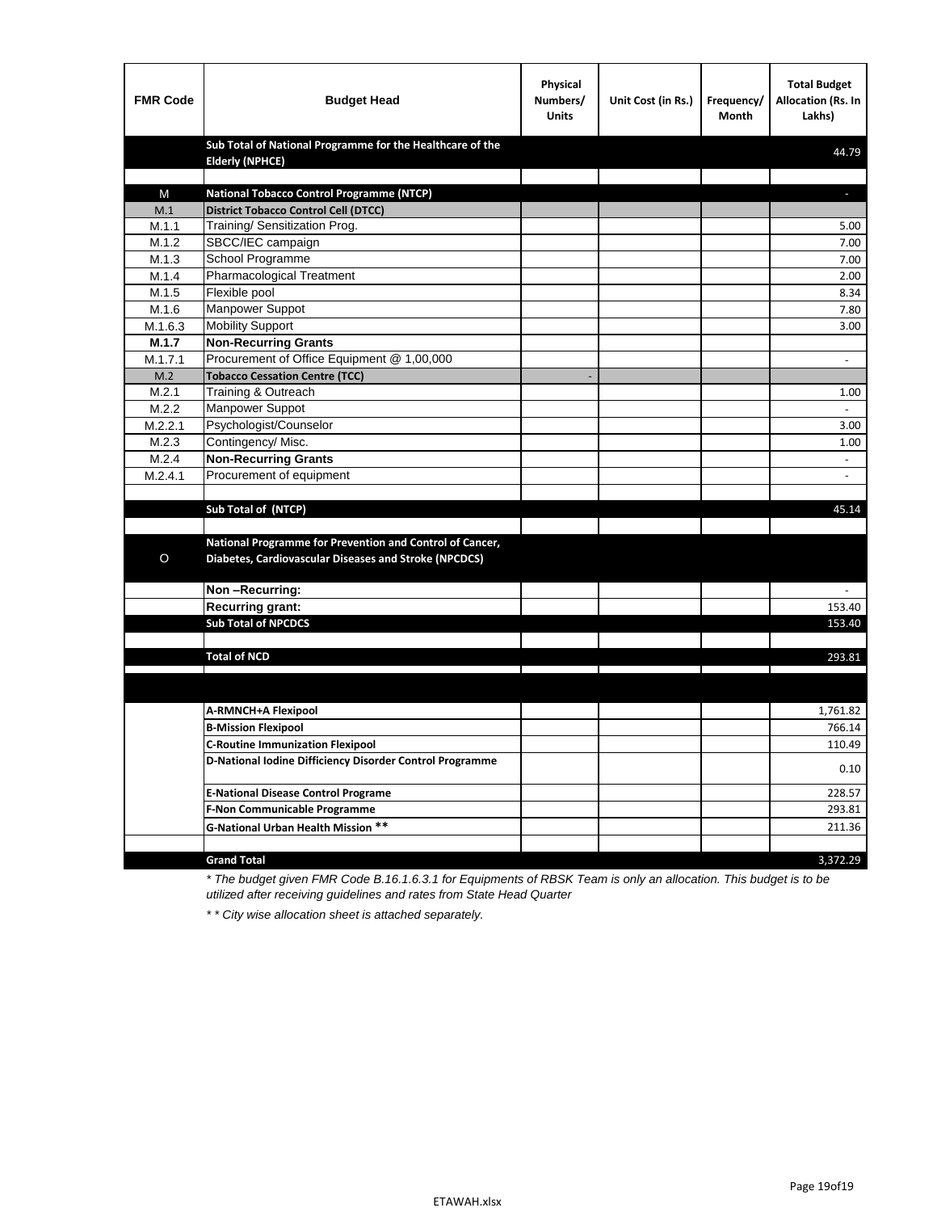| FMR Code | Budget Head | Physical Numbers/ Units | Unit Cost (in Rs.) | Frequency/ Month | Total Budget Allocation (Rs. In Lakhs) |
|---|---|---|---|---|---|
| | **Sub Total of National Programme for the Healthcare of the Elderly (NPHCE)** | | | | 44.79 |
| | | | | | |
| M | **National Tobacco Control Programme (NTCP)** | | | | - |
| M.1 | **District Tobacco Control Cell (DTCC)** | | | | |
| M.1.1 | Training/ Sensitization Prog. | | | | 5.00 |
| M.1.2 | SBCC/IEC campaign | | | | 7.00 |
| M.1.3 | School Programme | | | | 7.00 |
| M.1.4 | Pharmacological Treatment | | | | 2.00 |
| M.1.5 | Flexible pool | | | | 8.34 |
| M.1.6 | Manpower Suppot | | | | 7.80 |
| M.1.6.3 | Mobility Support | | | | 3.00 |
| **M.1.7** | **Non-Recurring Grants** | | | | |
| M.1.7.1 | Procurement of Office Equipment @ 1,00,000 | | | | - |
| M.2 | **Tobacco Cessation Centre (TCC)** | - | | | |
| M.2.1 | Training & Outreach | | | | 1.00 |
| M.2.2 | Manpower Suppot | | | | - |
| M.2.2.1 | Psychologist/Counselor | | | | 3.00 |
| M.2.3 | Contingency/ Misc. | | | | 1.00 |
| M.2.4 | **Non-Recurring Grants** | | | | - |
| M.2.4.1 | Procurement of equipment | | | | - |
| | | | | | |
| | **Sub Total of (NTCP)** | | | | 45.14 |
| | | | | | |
| O | **National Programme for Prevention and Control of Cancer, Diabetes, Cardiovascular Diseases and Stroke (NPCDCS)** | | | | |
| | **Non –Recurring:** | | | | - |
| | **Recurring grant:** | | | | 153.40 |
| | **Sub Total of NPCDCS** | | | | 153.40 |
| | | | | | |
| | **Total of NCD** | | | | 293.81 |
| | | | | | |
| | **A-RMNCH+A Flexipool** | | | | 1,761.82 |
| | **B-Mission Flexipool** | | | | 766.14 |
| | **C-Routine Immunization Flexipool** | | | | 110.49 |
| | **D-National Iodine Difficiency Disorder Control Programme** | | | | 0.10 |
| | **E-National Disease Control Programe** | | | | 228.57 |
| | **F-Non Communicable Programme** | | | | 293.81 |
| | **G-National Urban Health Mission \*\*** | | | | 211.36 |
| | | | | | |
| | **Grand Total** | | | | 3,372.29 |

*\* The budget given FMR Code B.16.1.6.3.1 for Equipments of RBSK Team is only an allocation. This budget is to be utilized after receiving guidelines and rates from State Head Quarter*

*\* \* City wise allocation sheet is attached separately.*

ETAWAH.xlsx